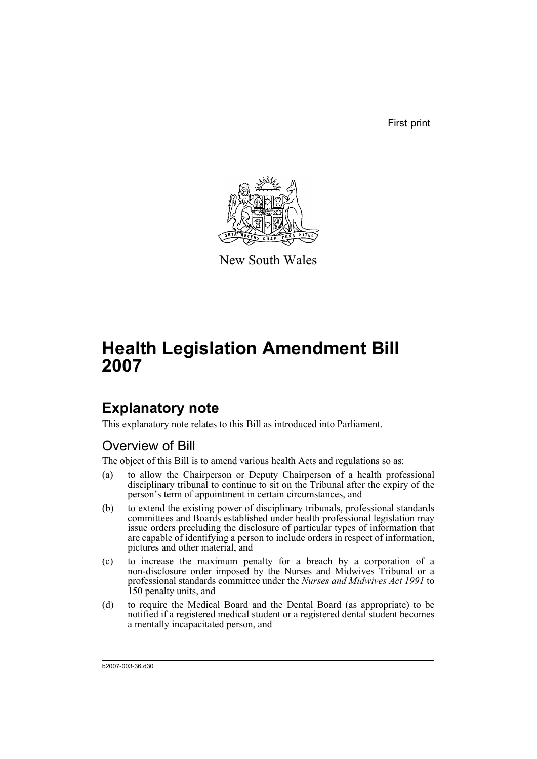First print

New South Wales

# Health Legislation Amendment Bill 2007

## Explanatory note

This explanatory note relates to this Bill as introduced into Parliament.

### Overview of Bill

The object of this Bill is to amend various health Acts and regulations so as:

(a) to allow the Chairperson or Deputy Chairperson of a health professional disciplinary tribunal to continue to sit on the Tribunal after the expiry of the person's term of appointment in certain circumstances, and

(b) to extend the existing power of disciplinary tribunals, professional standards committees and Boards established under health professional legislation may issue orders precluding the disclosure of particular types of information that are capable of identifying a person to include orders in respect of information, pictures and other material, and

(c) to increase the maximum penalty for a breach by a corporation of a non-disclosure order imposed by the Nurses and Midwives Tribunal or a professional standards committee under the *Nurses and Midwives Act 1991* to 150 penalty units, and

(d) to require the Medical Board and the Dental Board (as appropriate) to be notified if a registered medical student or a registered dental student becomes a mentally incapacitated person, and

b2007-003-36.d30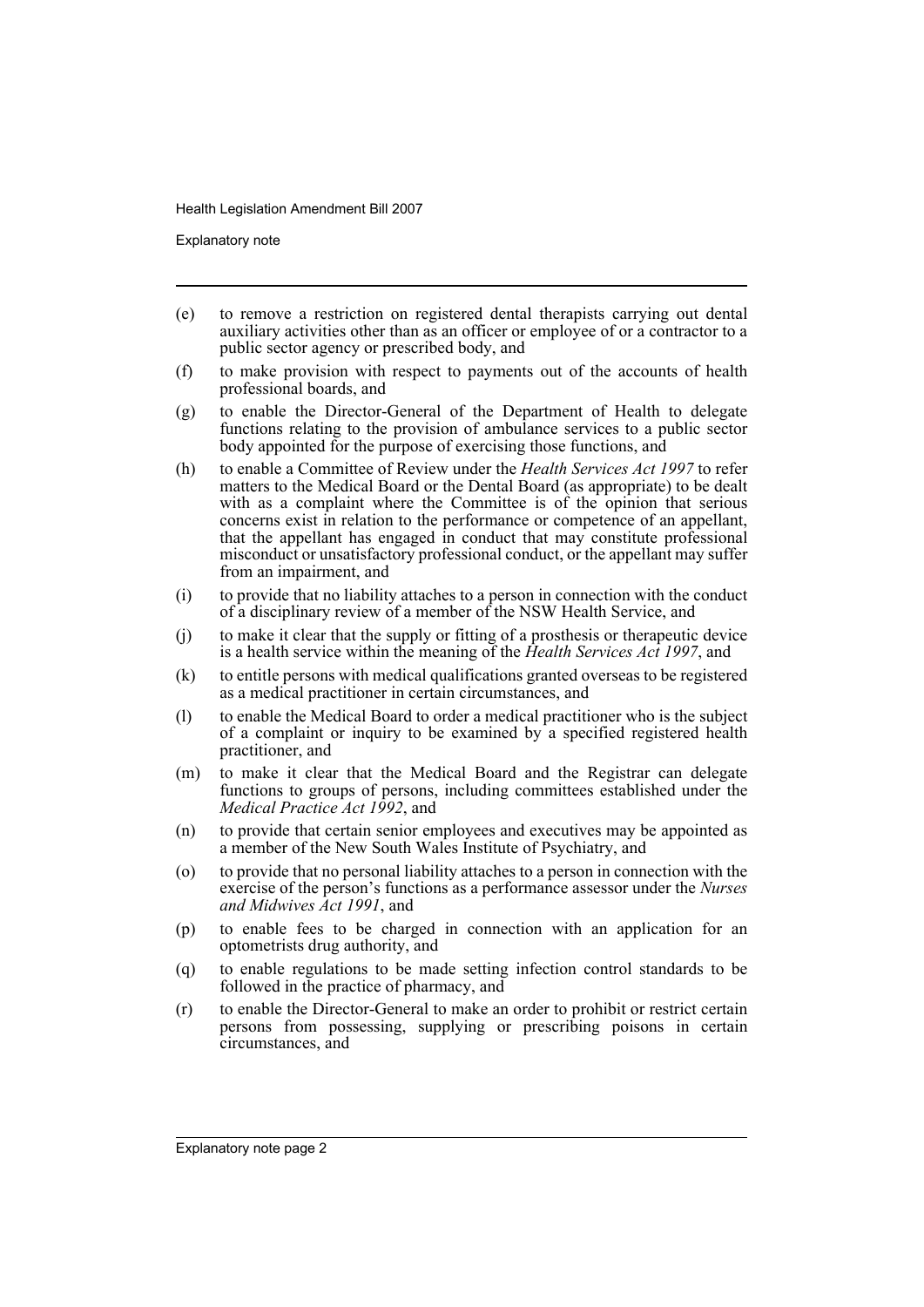(e) to remove a restriction on registered dental therapists carrying out dental auxiliary activities other than as an officer or employee of or a contractor to a public sector agency or prescribed body, and

(f) to make provision with respect to payments out of the accounts of health professional boards, and

(g) to enable the Director-General of the Department of Health to delegate functions relating to the provision of ambulance services to a public sector body appointed for the purpose of exercising those functions, and

(h) to enable a Committee of Review under the *Health Services Act 1997* to refer matters to the Medical Board or the Dental Board (as appropriate) to be dealt with as a complaint where the Committee is of the opinion that serious concerns exist in relation to the performance or competence of an appellant, that the appellant has engaged in conduct that may constitute professional misconduct or unsatisfactory professional conduct, or the appellant may suffer from an impairment, and

(i) to provide that no liability attaches to a person in connection with the conduct of a disciplinary review of a member of the NSW Health Service, and

(j) to make it clear that the supply or fitting of a prosthesis or therapeutic device is a health service within the meaning of the *Health Services Act 1997*, and

(k) to entitle persons with medical qualifications granted overseas to be registered as a medical practitioner in certain circumstances, and

(l) to enable the Medical Board to order a medical practitioner who is the subject of a complaint or inquiry to be examined by a specified registered health practitioner, and

(m) to make it clear that the Medical Board and the Registrar can delegate functions to groups of persons, including committees established under the *Medical Practice Act 1992*, and

(n) to provide that certain senior employees and executives may be appointed as a member of the New South Wales Institute of Psychiatry, and

(o) to provide that no personal liability attaches to a person in connection with the exercise of the person's functions as a performance assessor under the *Nurses and Midwives Act 1991*, and

(p) to enable fees to be charged in connection with an application for an optometrists drug authority, and

(q) to enable regulations to be made setting infection control standards to be followed in the practice of pharmacy, and

(r) to enable the Director-General to make an order to prohibit or restrict certain persons from possessing, supplying or prescribing poisons in certain circumstances, and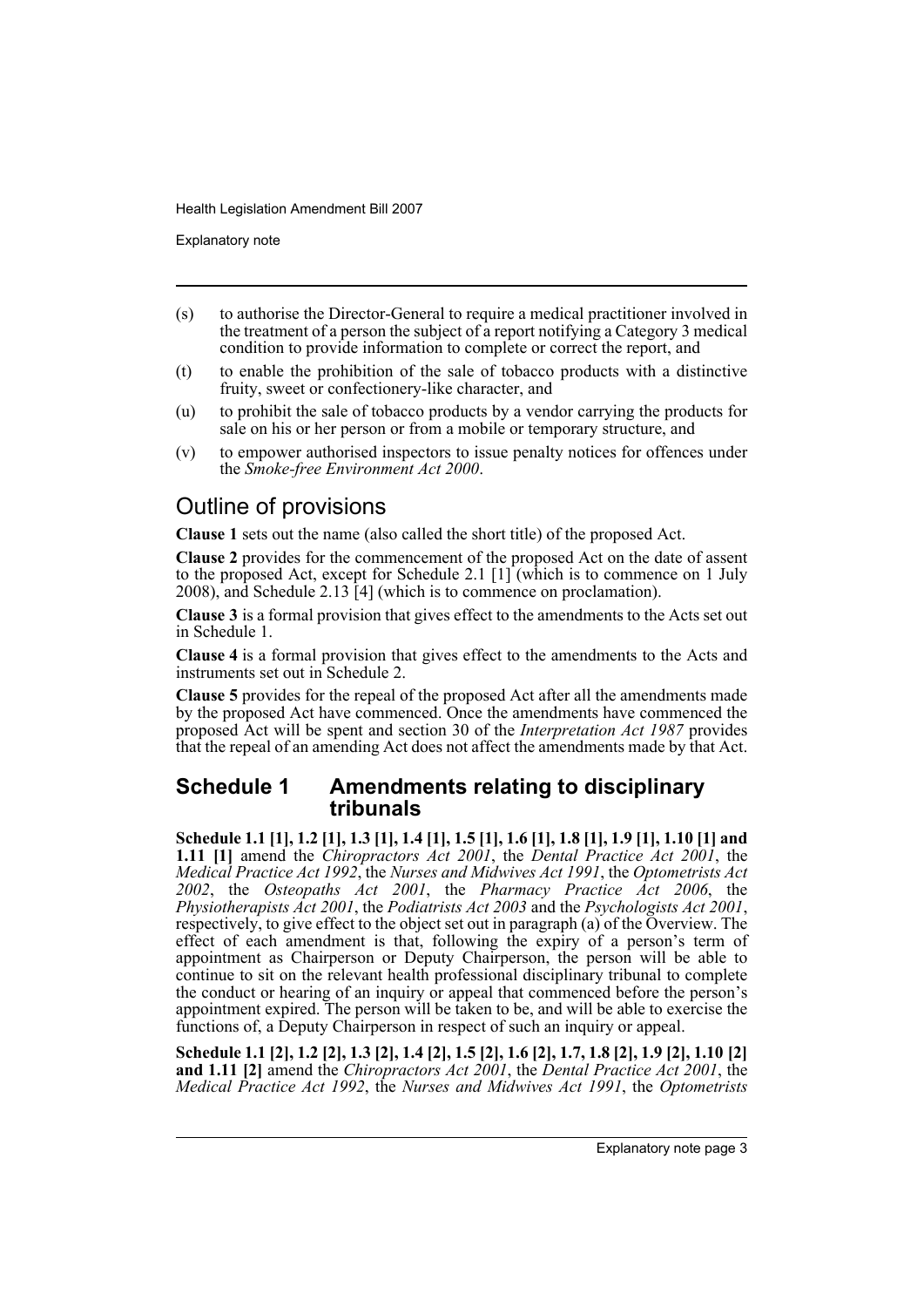(s) to authorise the Director-General to require a medical practitioner involved in the treatment of a person the subject of a report notifying a Category 3 medical condition to provide information to complete or correct the report, and

(t) to enable the prohibition of the sale of tobacco products with a distinctive fruity, sweet or confectionery-like character, and

(u) to prohibit the sale of tobacco products by a vendor carrying the products for sale on his or her person or from a mobile or temporary structure, and

(v) to empower authorised inspectors to issue penalty notices for offences under the *Smoke-free Environment Act 2000*.

## Outline of provisions

**Clause 1** sets out the name (also called the short title) of the proposed Act.

**Clause 2** provides for the commencement of the proposed Act on the date of assent to the proposed Act, except for Schedule 2.1 [1] (which is to commence on 1 July 2008), and Schedule 2.13 [4] (which is to commence on proclamation).

**Clause 3** is a formal provision that gives effect to the amendments to the Acts set out in Schedule 1.

**Clause 4** is a formal provision that gives effect to the amendments to the Acts and instruments set out in Schedule 2.

**Clause 5** provides for the repeal of the proposed Act after all the amendments made by the proposed Act have commenced. Once the amendments have commenced the proposed Act will be spent and section 30 of the *Interpretation Act 1987* provides that the repeal of an amending Act does not affect the amendments made by that Act.

## Schedule 1 Amendments relating to disciplinary tribunals

**Schedule 1.1 [1], 1.2 [1], 1.3 [1], 1.4 [1], 1.5 [1], 1.6 [1], 1.8 [1], 1.9 [1], 1.10 [1] and 1.11 [1]** amend the *Chiropractors Act 2001*, the *Dental Practice Act 2001*, the *Medical Practice Act 1992*, the *Nurses and Midwives Act 1991*, the *Optometrists Act 2002*, the *Osteopaths Act 2001*, the *Pharmacy Practice Act 2006*, the *Physiotherapists Act 2001*, the *Podiatrists Act 2003* and the *Psychologists Act 2001*, respectively, to give effect to the object set out in paragraph (a) of the Overview. The effect of each amendment is that, following the expiry of a person's term of appointment as Chairperson or Deputy Chairperson, the person will be able to continue to sit on the relevant health professional disciplinary tribunal to complete the conduct or hearing of an inquiry or appeal that commenced before the person's appointment expired. The person will be taken to be, and will be able to exercise the functions of, a Deputy Chairperson in respect of such an inquiry or appeal.

**Schedule 1.1 [2], 1.2 [2], 1.3 [2], 1.4 [2], 1.5 [2], 1.6 [2], 1.7, 1.8 [2], 1.9 [2], 1.10 [2] and 1.11 [2]** amend the *Chiropractors Act 2001*, the *Dental Practice Act 2001*, the *Medical Practice Act 1992*, the *Nurses and Midwives Act 1991*, the *Optometrists*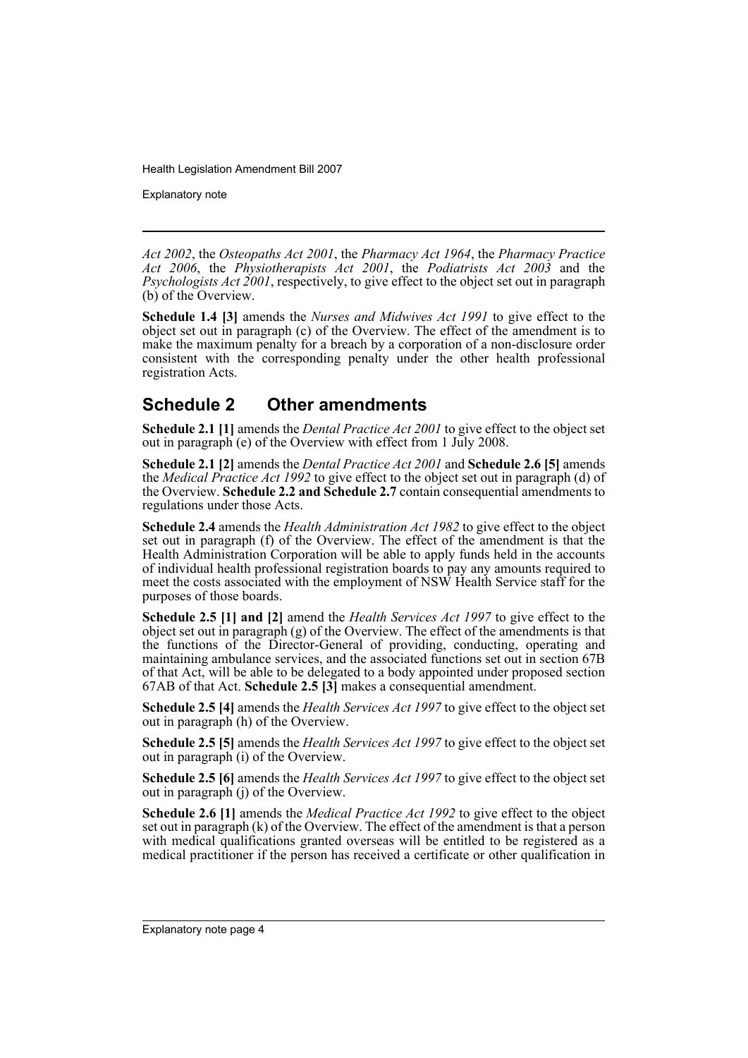*Act 2002*, the *Osteopaths Act 2001*, the *Pharmacy Act 1964*, the *Pharmacy Practice Act 2006*, the *Physiotherapists Act 2001*, the *Podiatrists Act 2003* and the *Psychologists Act 2001*, respectively, to give effect to the object set out in paragraph (b) of the Overview.

**Schedule 1.4 [3]** amends the *Nurses and Midwives Act 1991* to give effect to the object set out in paragraph (c) of the Overview. The effect of the amendment is to make the maximum penalty for a breach by a corporation of a non-disclosure order consistent with the corresponding penalty under the other health professional registration Acts.

## Schedule 2 Other amendments

**Schedule 2.1 [1]** amends the *Dental Practice Act 2001* to give effect to the object set out in paragraph (e) of the Overview with effect from 1 July 2008.

**Schedule 2.1 [2]** amends the *Dental Practice Act 2001* and **Schedule 2.6 [5]** amends the *Medical Practice Act 1992* to give effect to the object set out in paragraph (d) of the Overview. **Schedule 2.2 and Schedule 2.7** contain consequential amendments to regulations under those Acts.

**Schedule 2.4** amends the *Health Administration Act 1982* to give effect to the object set out in paragraph (f) of the Overview. The effect of the amendment is that the Health Administration Corporation will be able to apply funds held in the accounts of individual health professional registration boards to pay any amounts required to meet the costs associated with the employment of NSW Health Service staff for the purposes of those boards.

**Schedule 2.5 [1] and [2]** amend the *Health Services Act 1997* to give effect to the object set out in paragraph (g) of the Overview. The effect of the amendments is that the functions of the Director-General of providing, conducting, operating and maintaining ambulance services, and the associated functions set out in section 67B of that Act, will be able to be delegated to a body appointed under proposed section 67AB of that Act. **Schedule 2.5 [3]** makes a consequential amendment.

**Schedule 2.5 [4]** amends the *Health Services Act 1997* to give effect to the object set out in paragraph (h) of the Overview.

**Schedule 2.5 [5]** amends the *Health Services Act 1997* to give effect to the object set out in paragraph (i) of the Overview.

**Schedule 2.5 [6]** amends the *Health Services Act 1997* to give effect to the object set out in paragraph (j) of the Overview.

**Schedule 2.6 [1]** amends the *Medical Practice Act 1992* to give effect to the object set out in paragraph (k) of the Overview. The effect of the amendment is that a person with medical qualifications granted overseas will be entitled to be registered as a medical practitioner if the person has received a certificate or other qualification in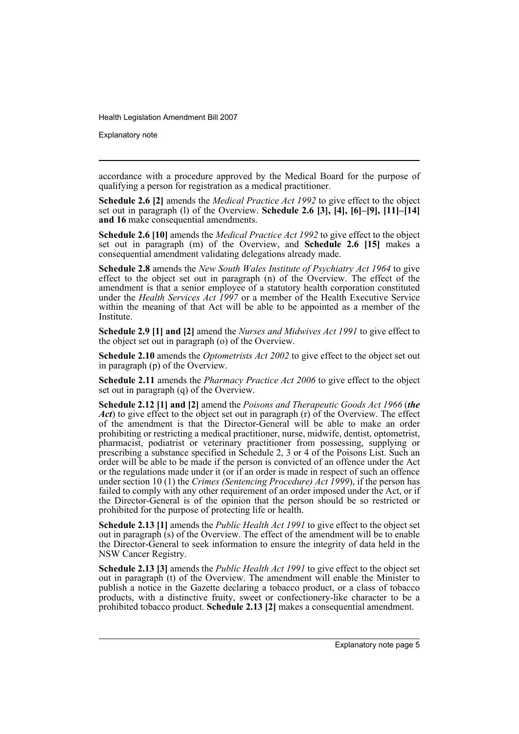accordance with a procedure approved by the Medical Board for the purpose of qualifying a person for registration as a medical practitioner.

**Schedule 2.6 [2]** amends the *Medical Practice Act 1992* to give effect to the object set out in paragraph (l) of the Overview. **Schedule 2.6 [3], [4], [6]–[9], [11]–[14] and 16** make consequential amendments.

**Schedule 2.6 [10]** amends the *Medical Practice Act 1992* to give effect to the object set out in paragraph (m) of the Overview, and **Schedule 2.6 [15]** makes a consequential amendment validating delegations already made.

**Schedule 2.8** amends the *New South Wales Institute of Psychiatry Act 1964* to give effect to the object set out in paragraph (n) of the Overview. The effect of the amendment is that a senior employee of a statutory health corporation constituted under the *Health Services Act 1997* or a member of the Health Executive Service within the meaning of that Act will be able to be appointed as a member of the Institute.

**Schedule 2.9 [1] and [2]** amend the *Nurses and Midwives Act 1991* to give effect to the object set out in paragraph (o) of the Overview.

**Schedule 2.10** amends the *Optometrists Act 2002* to give effect to the object set out in paragraph (p) of the Overview.

**Schedule 2.11** amends the *Pharmacy Practice Act 2006* to give effect to the object set out in paragraph (q) of the Overview.

**Schedule 2.12 [1] and [2]** amend the *Poisons and Therapeutic Goods Act 1966* (***the Act***) to give effect to the object set out in paragraph (r) of the Overview. The effect of the amendment is that the Director-General will be able to make an order prohibiting or restricting a medical practitioner, nurse, midwife, dentist, optometrist, pharmacist, podiatrist or veterinary practitioner from possessing, supplying or prescribing a substance specified in Schedule 2, 3 or 4 of the Poisons List. Such an order will be able to be made if the person is convicted of an offence under the Act or the regulations made under it (or if an order is made in respect of such an offence under section 10 (1) the *Crimes (Sentencing Procedure) Act 1999*), if the person has failed to comply with any other requirement of an order imposed under the Act, or if the Director-General is of the opinion that the person should be so restricted or prohibited for the purpose of protecting life or health.

**Schedule 2.13 [1]** amends the *Public Health Act 1991* to give effect to the object set out in paragraph (s) of the Overview. The effect of the amendment will be to enable the Director-General to seek information to ensure the integrity of data held in the NSW Cancer Registry.

**Schedule 2.13 [3]** amends the *Public Health Act 1991* to give effect to the object set out in paragraph (t) of the Overview. The amendment will enable the Minister to publish a notice in the Gazette declaring a tobacco product, or a class of tobacco products, with a distinctive fruity, sweet or confectionery-like character to be a prohibited tobacco product. **Schedule 2.13 [2]** makes a consequential amendment.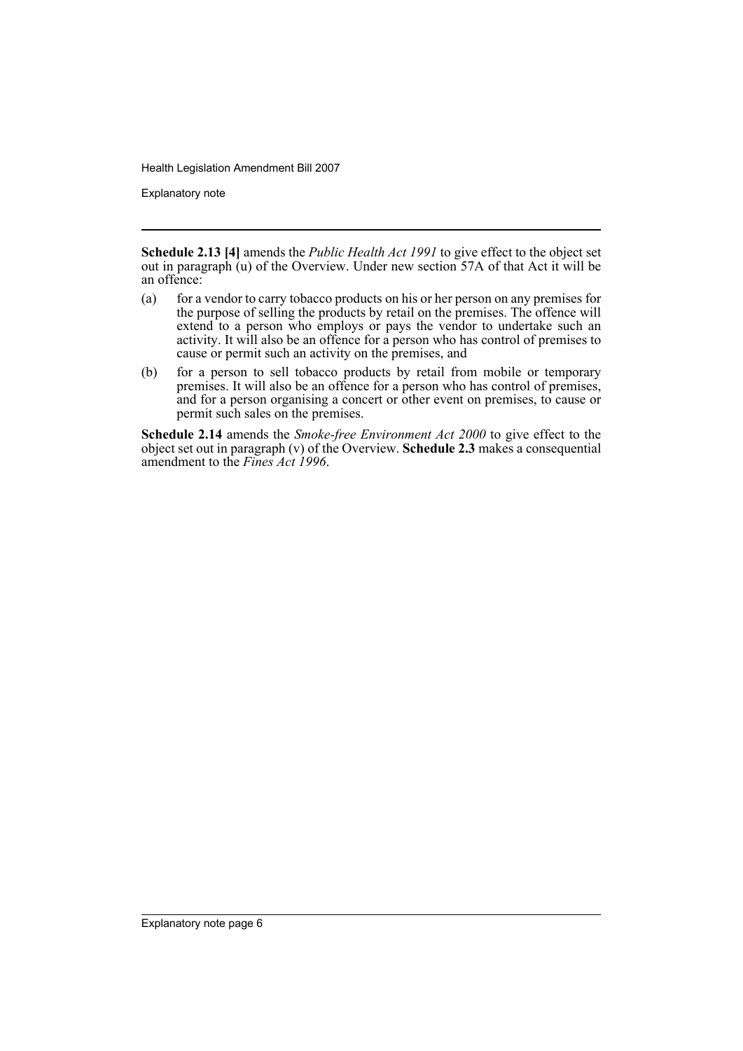**Schedule 2.13 [4]** amends the *Public Health Act 1991* to give effect to the object set out in paragraph (u) of the Overview. Under new section 57A of that Act it will be an offence:

(a) for a vendor to carry tobacco products on his or her person on any premises for the purpose of selling the products by retail on the premises. The offence will extend to a person who employs or pays the vendor to undertake such an activity. It will also be an offence for a person who has control of premises to cause or permit such an activity on the premises, and

(b) for a person to sell tobacco products by retail from mobile or temporary premises. It will also be an offence for a person who has control of premises, and for a person organising a concert or other event on premises, to cause or permit such sales on the premises.

**Schedule 2.14** amends the *Smoke-free Environment Act 2000* to give effect to the object set out in paragraph (v) of the Overview. **Schedule 2.3** makes a consequential amendment to the *Fines Act 1996*.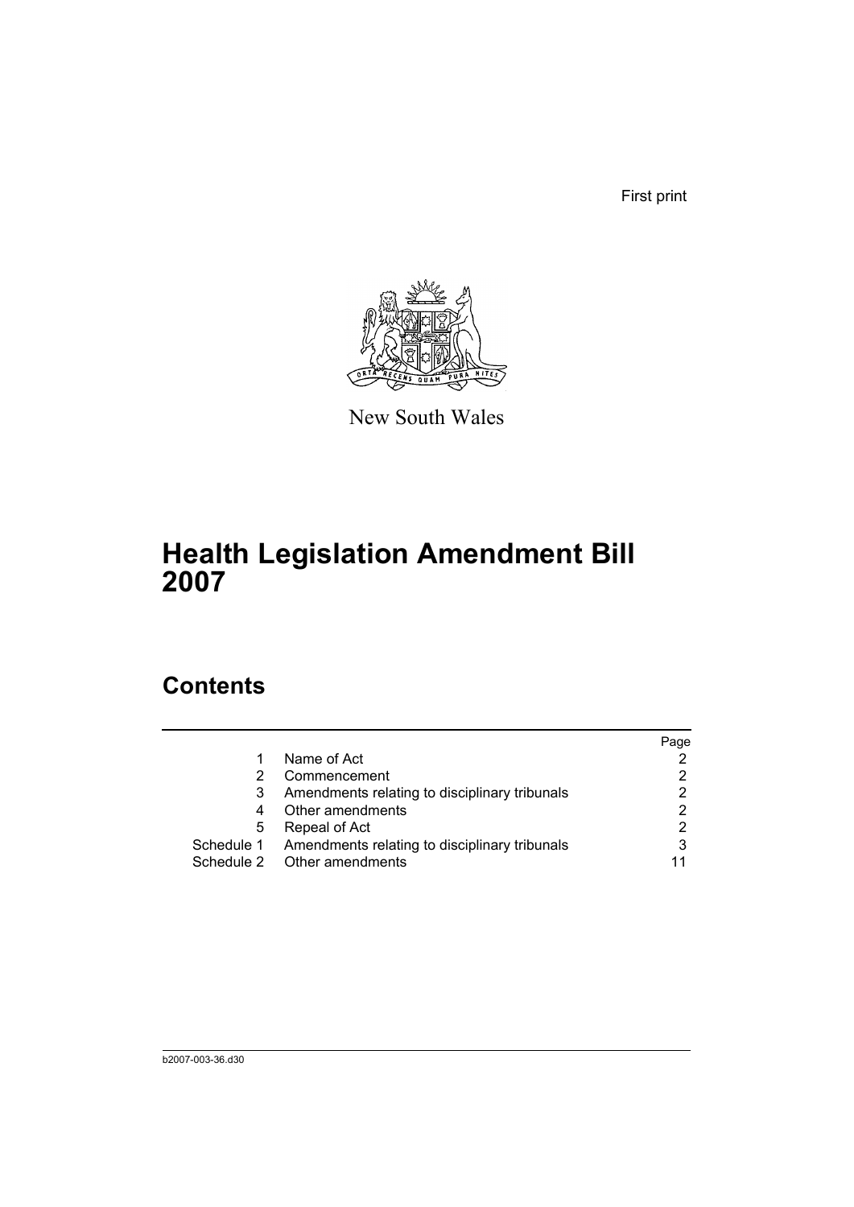First print

New South Wales

# Health Legislation Amendment Bill 2007

## Contents

| | | Page |
|---|---|---|
| 1 | Name of Act | 2 |
| 2 | Commencement | 2 |
| 3 | Amendments relating to disciplinary tribunals | 2 |
| 4 | Other amendments | 2 |
| 5 | Repeal of Act | 2 |
| Schedule 1 | Amendments relating to disciplinary tribunals | 3 |
| Schedule 2 | Other amendments | 11 |

b2007-003-36.d30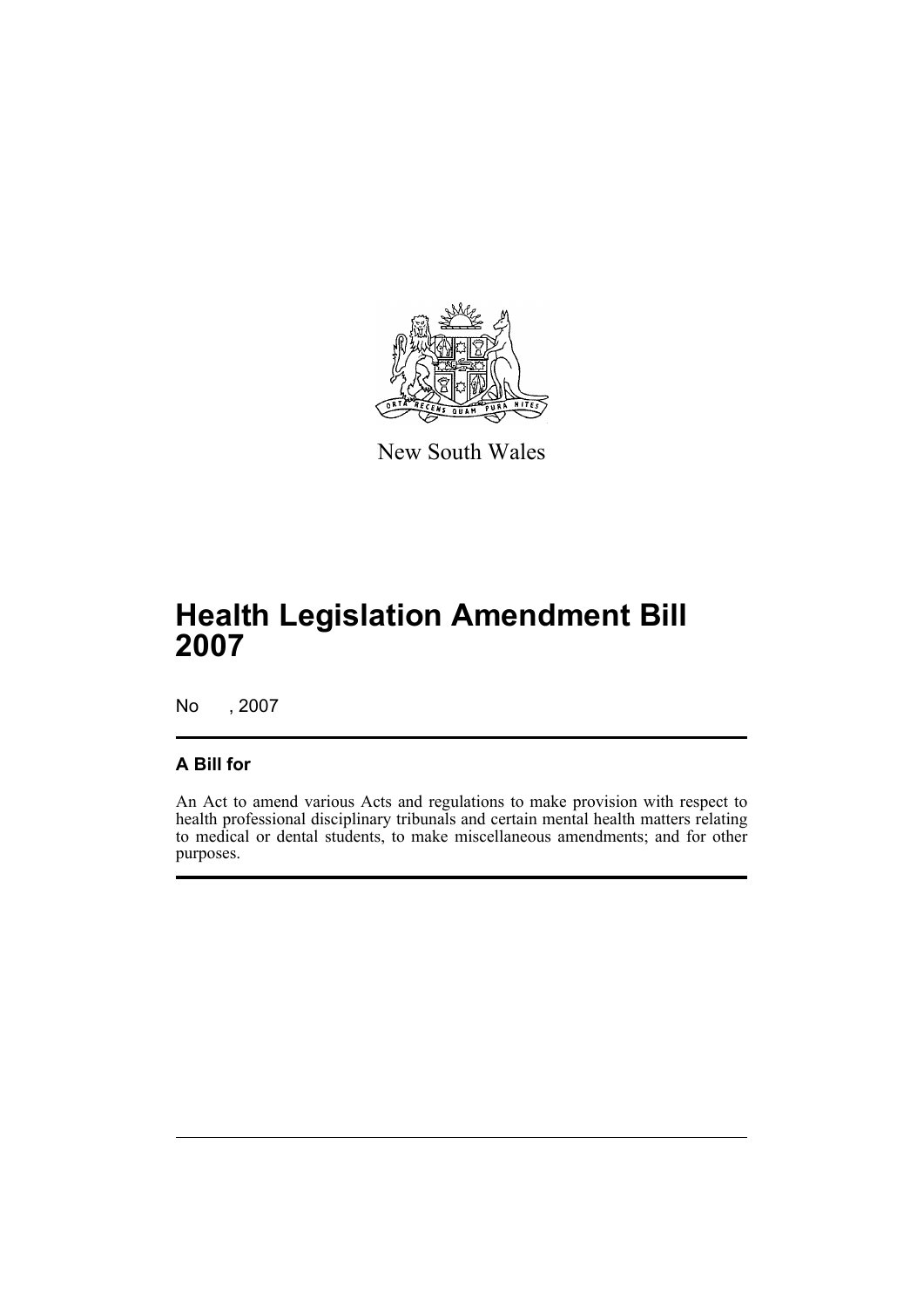New South Wales

# Health Legislation Amendment Bill 2007

No , 2007

## A Bill for

An Act to amend various Acts and regulations to make provision with respect to health professional disciplinary tribunals and certain mental health matters relating to medical or dental students, to make miscellaneous amendments; and for other purposes.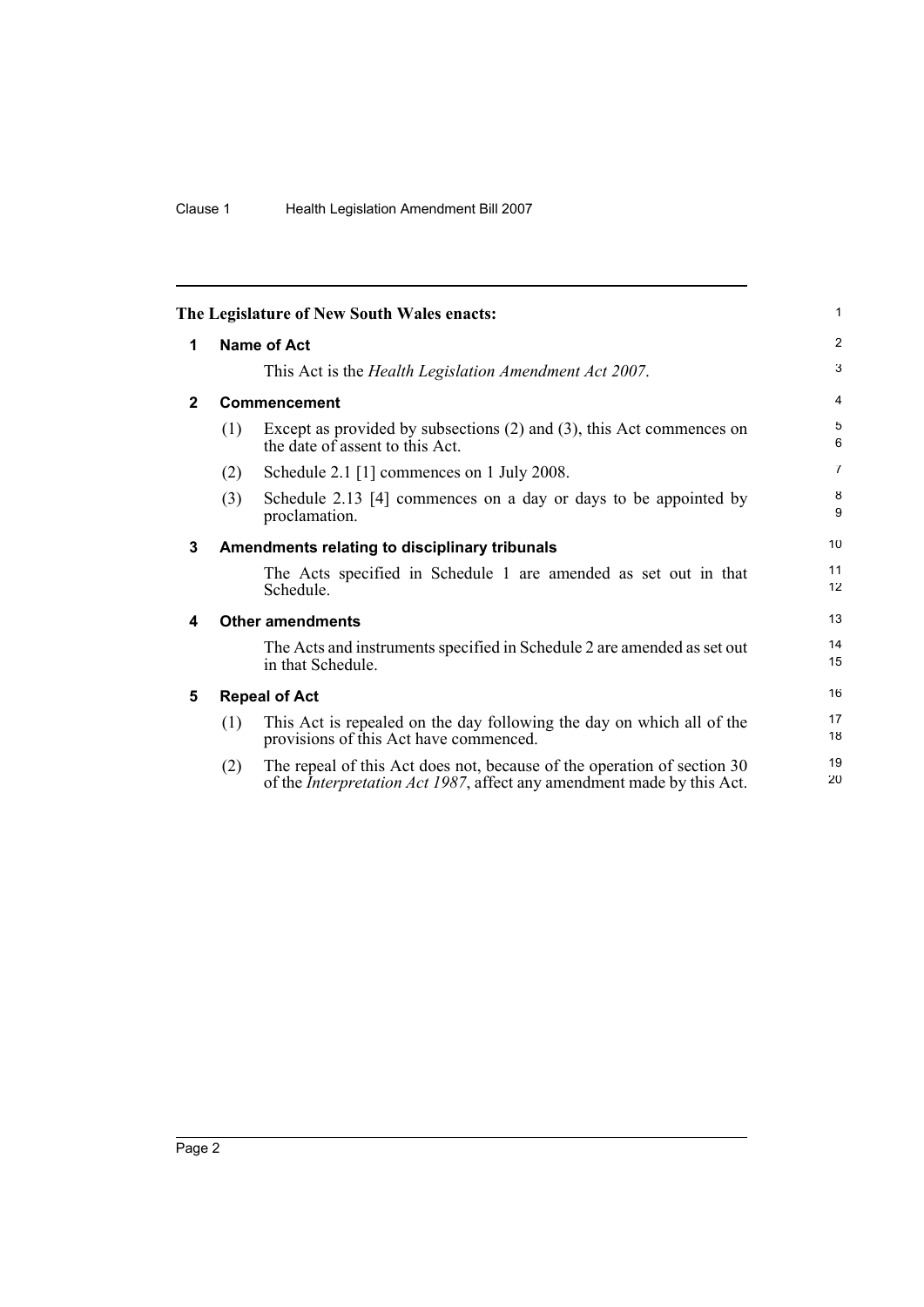The Legislature of New South Wales enacts:

## 1 Name of Act

This Act is the *Health Legislation Amendment Act 2007*.

## 2 Commencement

(1) Except as provided by subsections (2) and (3), this Act commences on the date of assent to this Act.

(2) Schedule 2.1 [1] commences on 1 July 2008.

(3) Schedule 2.13 [4] commences on a day or days to be appointed by proclamation.

## 3 Amendments relating to disciplinary tribunals

The Acts specified in Schedule 1 are amended as set out in that Schedule.

## 4 Other amendments

The Acts and instruments specified in Schedule 2 are amended as set out in that Schedule.

## 5 Repeal of Act

(1) This Act is repealed on the day following the day on which all of the provisions of this Act have commenced.

(2) The repeal of this Act does not, because of the operation of section 30 of the *Interpretation Act 1987*, affect any amendment made by this Act.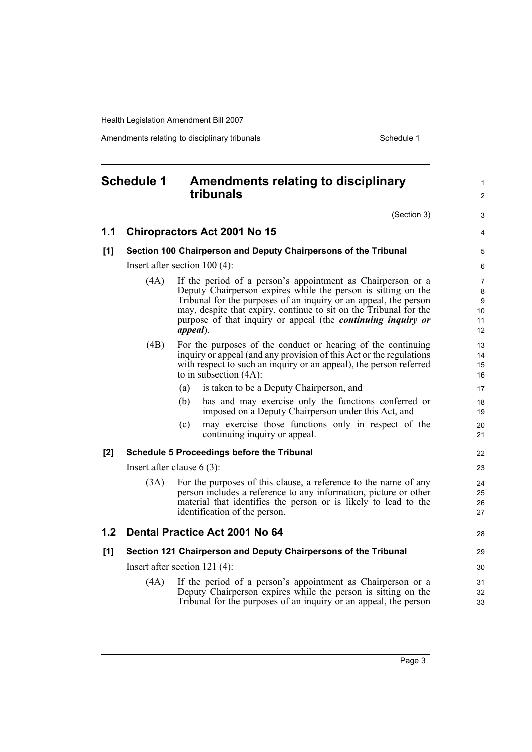# Schedule 1 Amendments relating to disciplinary tribunals

(Section 3)

## 1.1 Chiropractors Act 2001 No 15

### [1] Section 100 Chairperson and Deputy Chairpersons of the Tribunal

Insert after section 100 (4):

(4A) If the period of a person's appointment as Chairperson or a Deputy Chairperson expires while the person is sitting on the Tribunal for the purposes of an inquiry or an appeal, the person may, despite that expiry, continue to sit on the Tribunal for the purpose of that inquiry or appeal (the ***continuing inquiry or appeal***).

(4B) For the purposes of the conduct or hearing of the continuing inquiry or appeal (and any provision of this Act or the regulations with respect to such an inquiry or an appeal), the person referred to in subsection (4A):

- (a) is taken to be a Deputy Chairperson, and
- (b) has and may exercise only the functions conferred or imposed on a Deputy Chairperson under this Act, and
- (c) may exercise those functions only in respect of the continuing inquiry or appeal.

### [2] Schedule 5 Proceedings before the Tribunal

Insert after clause 6 (3):

(3A) For the purposes of this clause, a reference to the name of any person includes a reference to any information, picture or other material that identifies the person or is likely to lead to the identification of the person.

## 1.2 Dental Practice Act 2001 No 64

### [1] Section 121 Chairperson and Deputy Chairpersons of the Tribunal

Insert after section 121 (4):

(4A) If the period of a person's appointment as Chairperson or a Deputy Chairperson expires while the person is sitting on the Tribunal for the purposes of an inquiry or an appeal, the person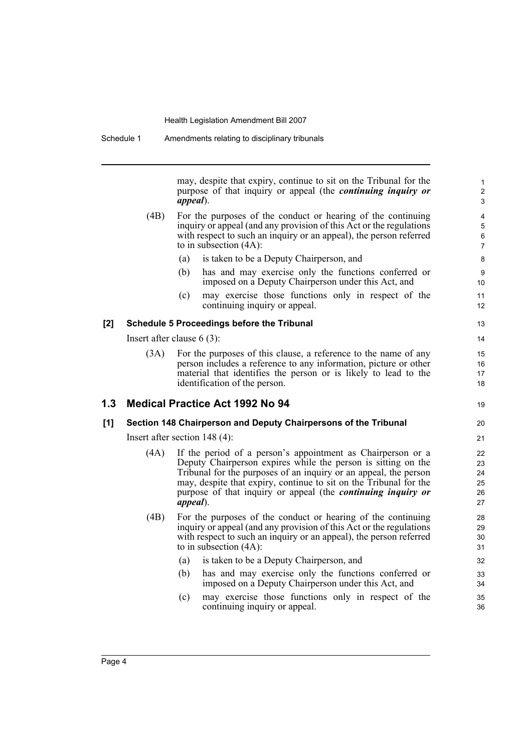may, despite that expiry, continue to sit on the Tribunal for the purpose of that inquiry or appeal (the ***continuing inquiry or appeal***).

(4B) For the purposes of the conduct or hearing of the continuing inquiry or appeal (and any provision of this Act or the regulations with respect to such an inquiry or an appeal), the person referred to in subsection (4A):

(a) is taken to be a Deputy Chairperson, and

(b) has and may exercise only the functions conferred or imposed on a Deputy Chairperson under this Act, and

(c) may exercise those functions only in respect of the continuing inquiry or appeal.

**[2] Schedule 5 Proceedings before the Tribunal**

Insert after clause 6 (3):

(3A) For the purposes of this clause, a reference to the name of any person includes a reference to any information, picture or other material that identifies the person or is likely to lead to the identification of the person.

## 1.3 Medical Practice Act 1992 No 94

**[1] Section 148 Chairperson and Deputy Chairpersons of the Tribunal**

Insert after section 148 (4):

(4A) If the period of a person's appointment as Chairperson or a Deputy Chairperson expires while the person is sitting on the Tribunal for the purposes of an inquiry or an appeal, the person may, despite that expiry, continue to sit on the Tribunal for the purpose of that inquiry or appeal (the ***continuing inquiry or appeal***).

(4B) For the purposes of the conduct or hearing of the continuing inquiry or appeal (and any provision of this Act or the regulations with respect to such an inquiry or an appeal), the person referred to in subsection (4A):

(a) is taken to be a Deputy Chairperson, and

(b) has and may exercise only the functions conferred or imposed on a Deputy Chairperson under this Act, and

(c) may exercise those functions only in respect of the continuing inquiry or appeal.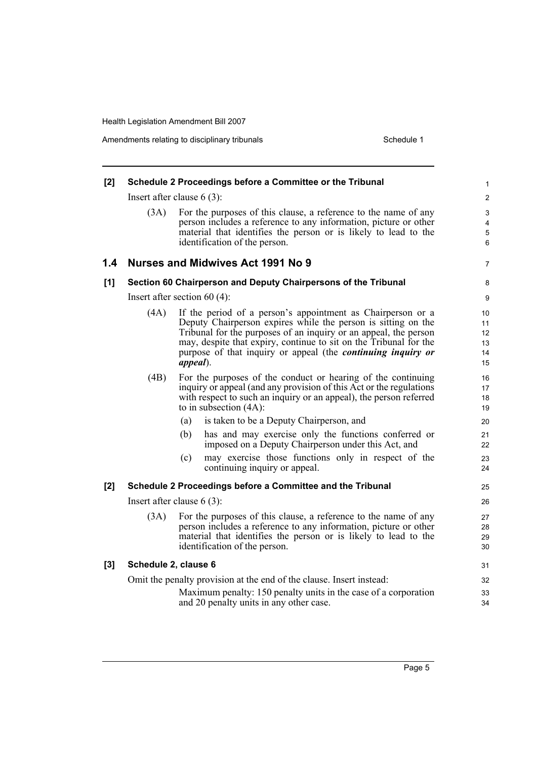**[2] Schedule 2 Proceedings before a Committee or the Tribunal**

Insert after clause 6 (3):

(3A) For the purposes of this clause, a reference to the name of any person includes a reference to any information, picture or other material that identifies the person or is likely to lead to the identification of the person.

## 1.4 Nurses and Midwives Act 1991 No 9

**[1] Section 60 Chairperson and Deputy Chairpersons of the Tribunal**

Insert after section 60 (4):

(4A) If the period of a person's appointment as Chairperson or a Deputy Chairperson expires while the person is sitting on the Tribunal for the purposes of an inquiry or an appeal, the person may, despite that expiry, continue to sit on the Tribunal for the purpose of that inquiry or appeal (the ***continuing inquiry or appeal***).

(4B) For the purposes of the conduct or hearing of the continuing inquiry or appeal (and any provision of this Act or the regulations with respect to such an inquiry or an appeal), the person referred to in subsection (4A):

(a) is taken to be a Deputy Chairperson, and

(b) has and may exercise only the functions conferred or imposed on a Deputy Chairperson under this Act, and

(c) may exercise those functions only in respect of the continuing inquiry or appeal.

**[2] Schedule 2 Proceedings before a Committee and the Tribunal**

Insert after clause 6 (3):

(3A) For the purposes of this clause, a reference to the name of any person includes a reference to any information, picture or other material that identifies the person or is likely to lead to the identification of the person.

**[3] Schedule 2, clause 6**

Omit the penalty provision at the end of the clause. Insert instead:

Maximum penalty: 150 penalty units in the case of a corporation and 20 penalty units in any other case.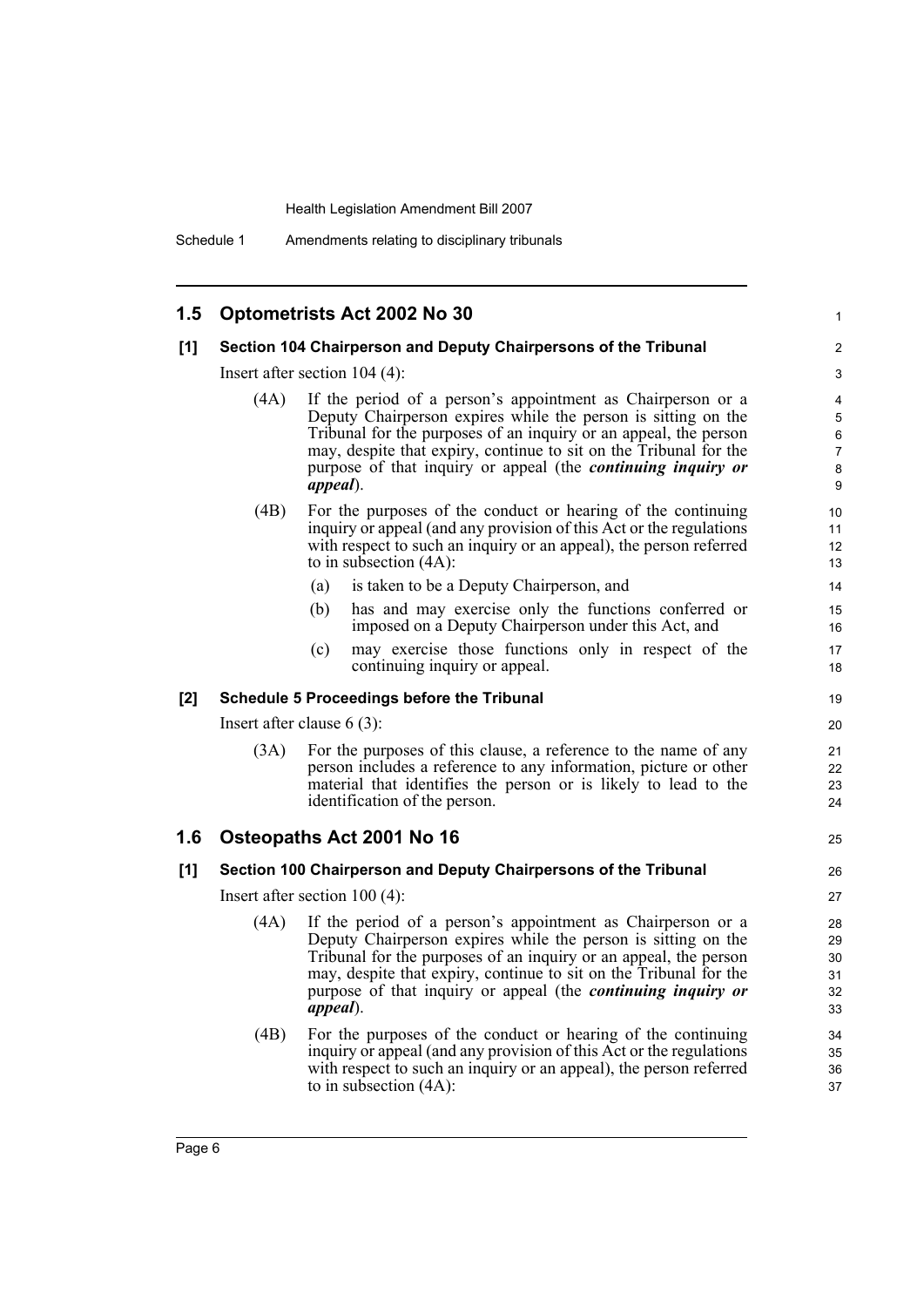## 1.5 Optometrists Act 2002 No 30

### [1] Section 104 Chairperson and Deputy Chairpersons of the Tribunal

Insert after section 104 (4):

(4A) If the period of a person's appointment as Chairperson or a Deputy Chairperson expires while the person is sitting on the Tribunal for the purposes of an inquiry or an appeal, the person may, despite that expiry, continue to sit on the Tribunal for the purpose of that inquiry or appeal (the ***continuing inquiry or appeal***).

(4B) For the purposes of the conduct or hearing of the continuing inquiry or appeal (and any provision of this Act or the regulations with respect to such an inquiry or an appeal), the person referred to in subsection (4A):

- (a) is taken to be a Deputy Chairperson, and
- (b) has and may exercise only the functions conferred or imposed on a Deputy Chairperson under this Act, and
- (c) may exercise those functions only in respect of the continuing inquiry or appeal.

### [2] Schedule 5 Proceedings before the Tribunal

Insert after clause 6 (3):

(3A) For the purposes of this clause, a reference to the name of any person includes a reference to any information, picture or other material that identifies the person or is likely to lead to the identification of the person.

## 1.6 Osteopaths Act 2001 No 16

### [1] Section 100 Chairperson and Deputy Chairpersons of the Tribunal

Insert after section 100 (4):

(4A) If the period of a person's appointment as Chairperson or a Deputy Chairperson expires while the person is sitting on the Tribunal for the purposes of an inquiry or an appeal, the person may, despite that expiry, continue to sit on the Tribunal for the purpose of that inquiry or appeal (the ***continuing inquiry or appeal***).

(4B) For the purposes of the conduct or hearing of the continuing inquiry or appeal (and any provision of this Act or the regulations with respect to such an inquiry or an appeal), the person referred to in subsection (4A):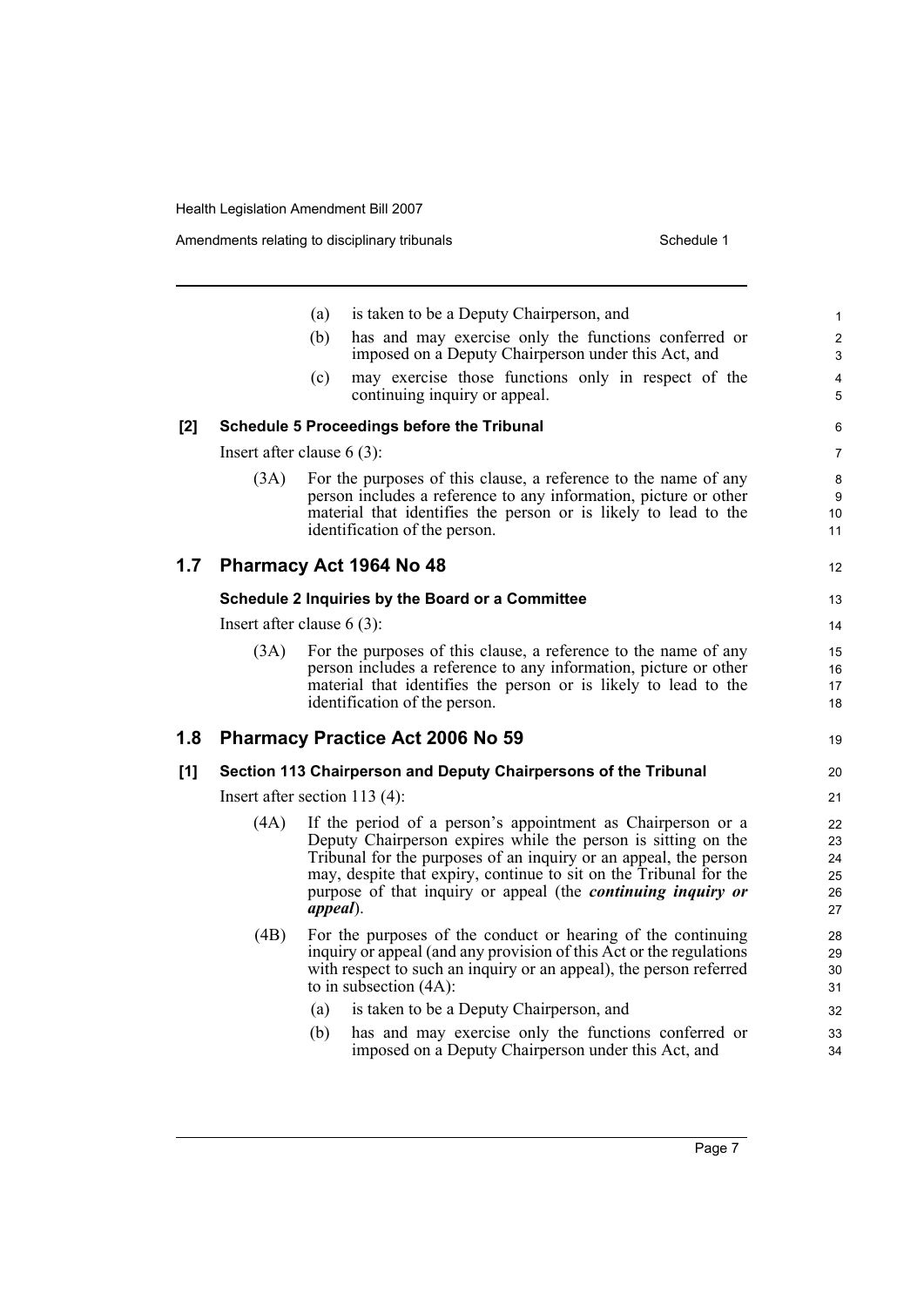(a) is taken to be a Deputy Chairperson, and

(b) has and may exercise only the functions conferred or imposed on a Deputy Chairperson under this Act, and

(c) may exercise those functions only in respect of the continuing inquiry or appeal.

**[2] Schedule 5 Proceedings before the Tribunal**

Insert after clause 6 (3):

(3A) For the purposes of this clause, a reference to the name of any person includes a reference to any information, picture or other material that identifies the person or is likely to lead to the identification of the person.

## 1.7 Pharmacy Act 1964 No 48

**Schedule 2 Inquiries by the Board or a Committee**

Insert after clause 6 (3):

(3A) For the purposes of this clause, a reference to the name of any person includes a reference to any information, picture or other material that identifies the person or is likely to lead to the identification of the person.

## 1.8 Pharmacy Practice Act 2006 No 59

**[1] Section 113 Chairperson and Deputy Chairpersons of the Tribunal**

Insert after section 113 (4):

(4A) If the period of a person's appointment as Chairperson or a Deputy Chairperson expires while the person is sitting on the Tribunal for the purposes of an inquiry or an appeal, the person may, despite that expiry, continue to sit on the Tribunal for the purpose of that inquiry or appeal (the ***continuing inquiry or appeal***).

(4B) For the purposes of the conduct or hearing of the continuing inquiry or appeal (and any provision of this Act or the regulations with respect to such an inquiry or an appeal), the person referred to in subsection (4A):

(a) is taken to be a Deputy Chairperson, and

(b) has and may exercise only the functions conferred or imposed on a Deputy Chairperson under this Act, and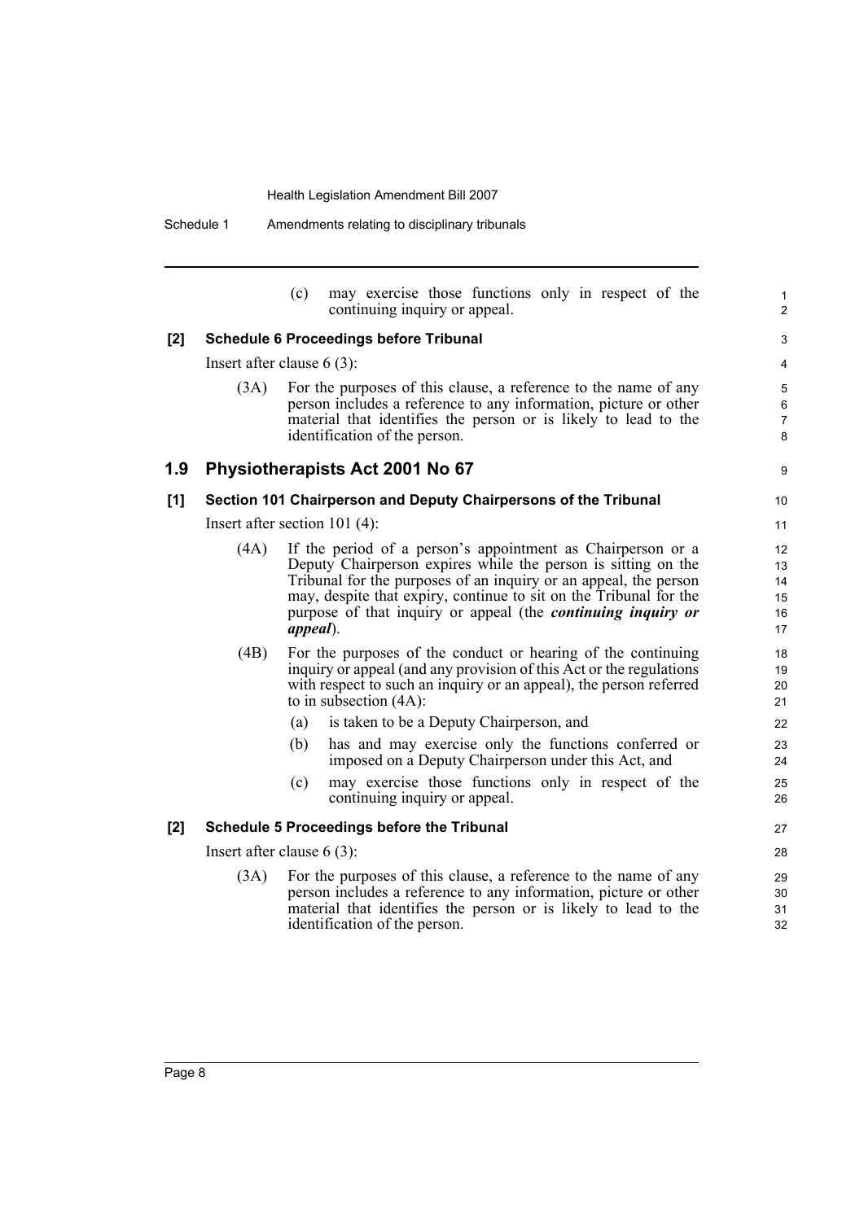(c) may exercise those functions only in respect of the continuing inquiry or appeal.

**[2] Schedule 6 Proceedings before Tribunal**

Insert after clause 6 (3):

(3A) For the purposes of this clause, a reference to the name of any person includes a reference to any information, picture or other material that identifies the person or is likely to lead to the identification of the person.

## 1.9 Physiotherapists Act 2001 No 67

**[1] Section 101 Chairperson and Deputy Chairpersons of the Tribunal**

Insert after section 101 (4):

(4A) If the period of a person's appointment as Chairperson or a Deputy Chairperson expires while the person is sitting on the Tribunal for the purposes of an inquiry or an appeal, the person may, despite that expiry, continue to sit on the Tribunal for the purpose of that inquiry or appeal (the ***continuing inquiry or appeal***).

(4B) For the purposes of the conduct or hearing of the continuing inquiry or appeal (and any provision of this Act or the regulations with respect to such an inquiry or an appeal), the person referred to in subsection (4A):

(a) is taken to be a Deputy Chairperson, and

(b) has and may exercise only the functions conferred or imposed on a Deputy Chairperson under this Act, and

(c) may exercise those functions only in respect of the continuing inquiry or appeal.

**[2] Schedule 5 Proceedings before the Tribunal**

Insert after clause 6 (3):

(3A) For the purposes of this clause, a reference to the name of any person includes a reference to any information, picture or other material that identifies the person or is likely to lead to the identification of the person.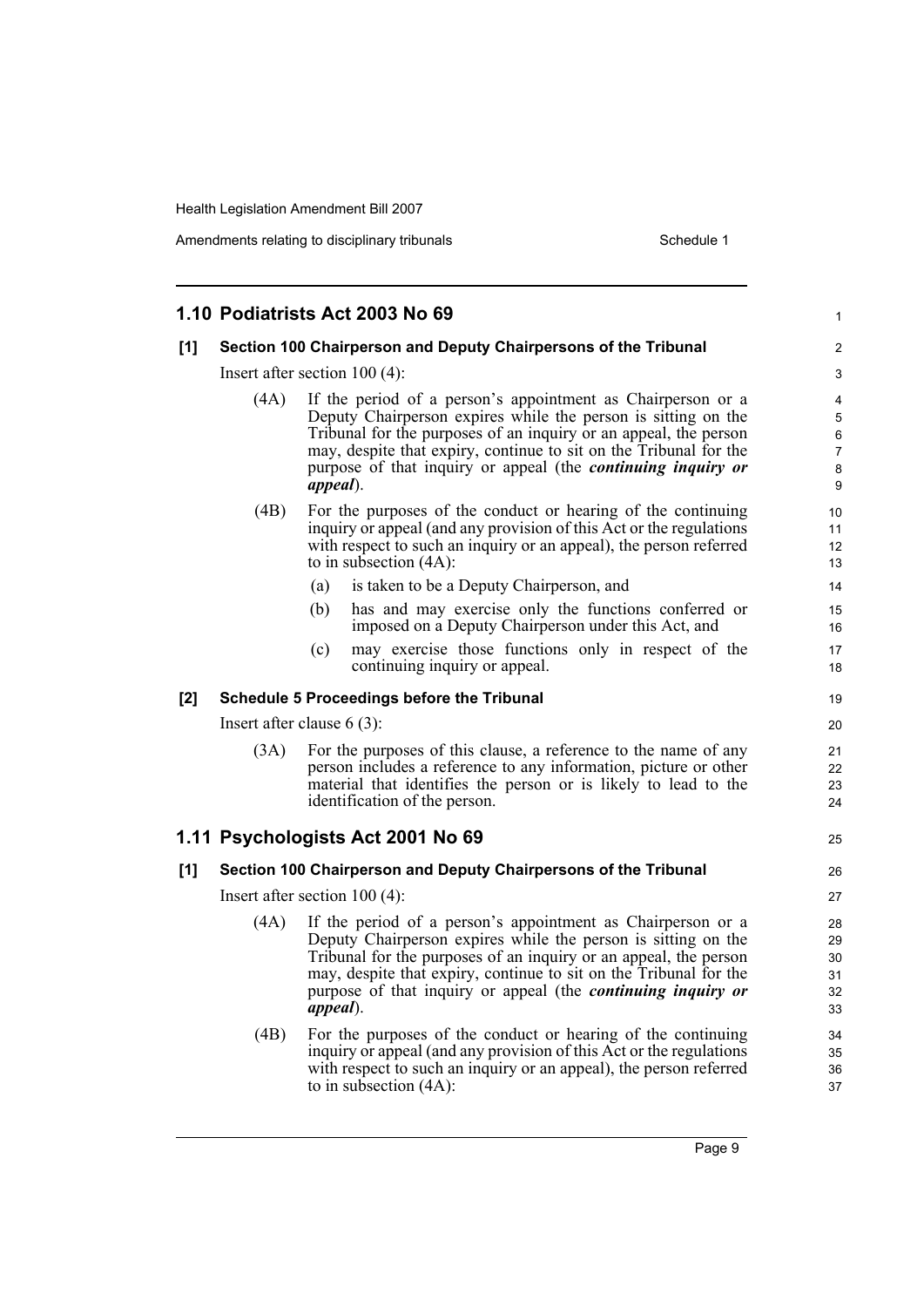## 1.10 Podiatrists Act 2003 No 69

### [1] Section 100 Chairperson and Deputy Chairpersons of the Tribunal

Insert after section 100 (4):

(4A) If the period of a person's appointment as Chairperson or a Deputy Chairperson expires while the person is sitting on the Tribunal for the purposes of an inquiry or an appeal, the person may, despite that expiry, continue to sit on the Tribunal for the purpose of that inquiry or appeal (the ***continuing inquiry or appeal***).

(4B) For the purposes of the conduct or hearing of the continuing inquiry or appeal (and any provision of this Act or the regulations with respect to such an inquiry or an appeal), the person referred to in subsection (4A):

- (a) is taken to be a Deputy Chairperson, and
- (b) has and may exercise only the functions conferred or imposed on a Deputy Chairperson under this Act, and
- (c) may exercise those functions only in respect of the continuing inquiry or appeal.

### [2] Schedule 5 Proceedings before the Tribunal

Insert after clause 6 (3):

(3A) For the purposes of this clause, a reference to the name of any person includes a reference to any information, picture or other material that identifies the person or is likely to lead to the identification of the person.

## 1.11 Psychologists Act 2001 No 69

### [1] Section 100 Chairperson and Deputy Chairpersons of the Tribunal

Insert after section 100 (4):

(4A) If the period of a person's appointment as Chairperson or a Deputy Chairperson expires while the person is sitting on the Tribunal for the purposes of an inquiry or an appeal, the person may, despite that expiry, continue to sit on the Tribunal for the purpose of that inquiry or appeal (the ***continuing inquiry or appeal***).

(4B) For the purposes of the conduct or hearing of the continuing inquiry or appeal (and any provision of this Act or the regulations with respect to such an inquiry or an appeal), the person referred to in subsection (4A):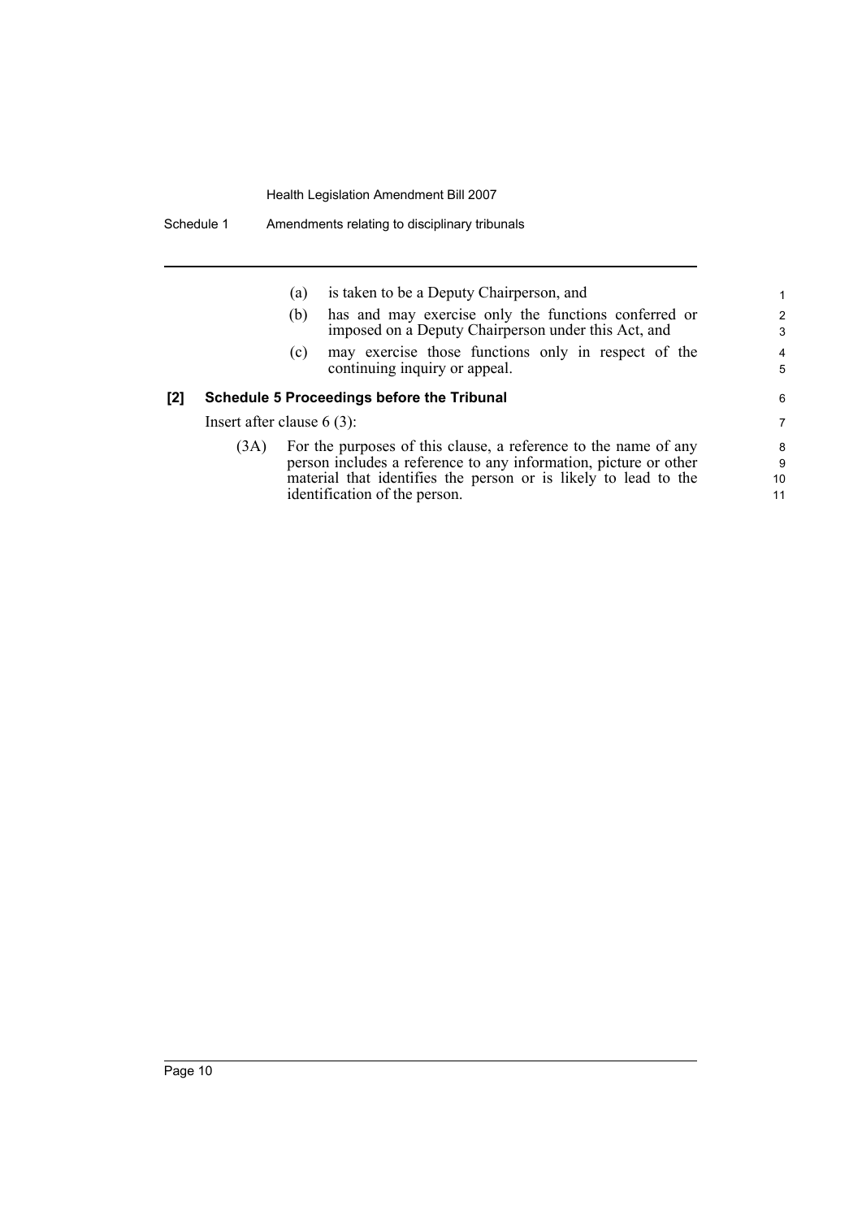(a) is taken to be a Deputy Chairperson, and

(b) has and may exercise only the functions conferred or imposed on a Deputy Chairperson under this Act, and

(c) may exercise those functions only in respect of the continuing inquiry or appeal.

**[2] Schedule 5 Proceedings before the Tribunal**

Insert after clause 6 (3):

(3A) For the purposes of this clause, a reference to the name of any person includes a reference to any information, picture or other material that identifies the person or is likely to lead to the identification of the person.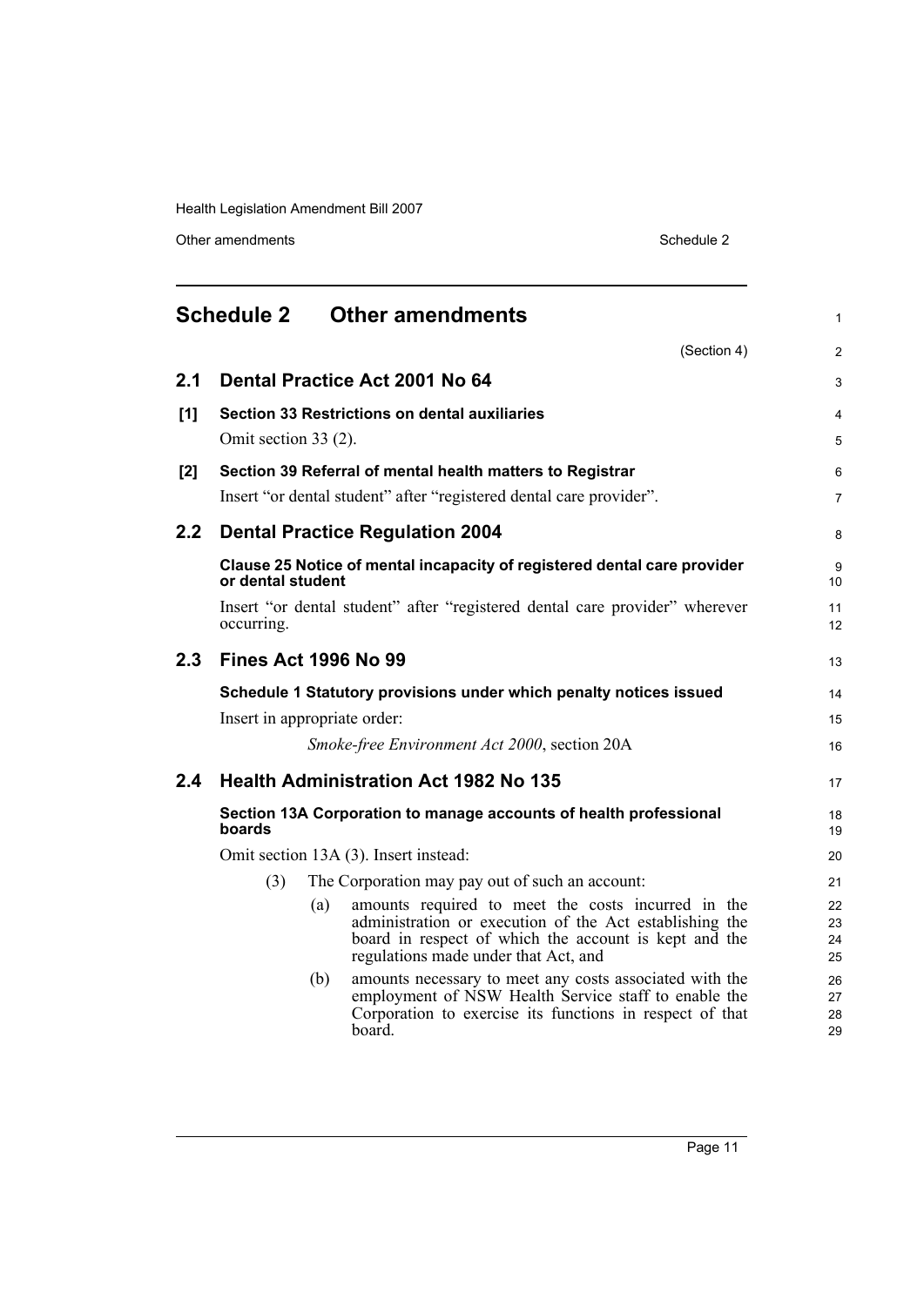## Schedule 2 Other amendments

(Section 4)

### 2.1 Dental Practice Act 2001 No 64

**[1] Section 33 Restrictions on dental auxiliaries**

Omit section 33 (2).

**[2] Section 39 Referral of mental health matters to Registrar**

Insert "or dental student" after "registered dental care provider".

### 2.2 Dental Practice Regulation 2004

**Clause 25 Notice of mental incapacity of registered dental care provider or dental student**

Insert "or dental student" after "registered dental care provider" wherever occurring.

### 2.3 Fines Act 1996 No 99

**Schedule 1 Statutory provisions under which penalty notices issued**

Insert in appropriate order:

*Smoke-free Environment Act 2000*, section 20A

### 2.4 Health Administration Act 1982 No 135

**Section 13A Corporation to manage accounts of health professional boards**

Omit section 13A (3). Insert instead:

(3) The Corporation may pay out of such an account:

(a) amounts required to meet the costs incurred in the administration or execution of the Act establishing the board in respect of which the account is kept and the regulations made under that Act, and

(b) amounts necessary to meet any costs associated with the employment of NSW Health Service staff to enable the Corporation to exercise its functions in respect of that board.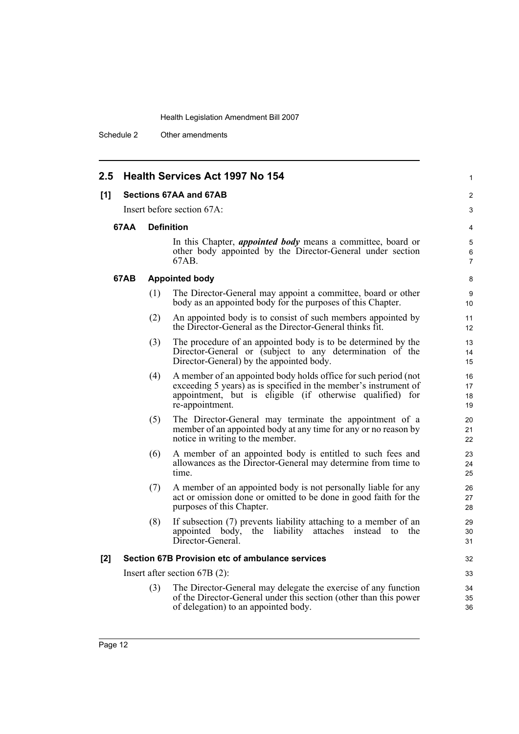## 2.5 Health Services Act 1997 No 154

### [1] Sections 67AA and 67AB

Insert before section 67A:

#### 67AA Definition

In this Chapter, ***appointed body*** means a committee, board or other body appointed by the Director-General under section 67AB.

#### 67AB Appointed body

(1) The Director-General may appoint a committee, board or other body as an appointed body for the purposes of this Chapter.

(2) An appointed body is to consist of such members appointed by the Director-General as the Director-General thinks fit.

(3) The procedure of an appointed body is to be determined by the Director-General or (subject to any determination of the Director-General) by the appointed body.

(4) A member of an appointed body holds office for such period (not exceeding 5 years) as is specified in the member's instrument of appointment, but is eligible (if otherwise qualified) for re-appointment.

(5) The Director-General may terminate the appointment of a member of an appointed body at any time for any or no reason by notice in writing to the member.

(6) A member of an appointed body is entitled to such fees and allowances as the Director-General may determine from time to time.

(7) A member of an appointed body is not personally liable for any act or omission done or omitted to be done in good faith for the purposes of this Chapter.

(8) If subsection (7) prevents liability attaching to a member of an appointed body, the liability attaches instead to the Director-General.

### [2] Section 67B Provision etc of ambulance services

Insert after section 67B (2):

(3) The Director-General may delegate the exercise of any function of the Director-General under this section (other than this power of delegation) to an appointed body.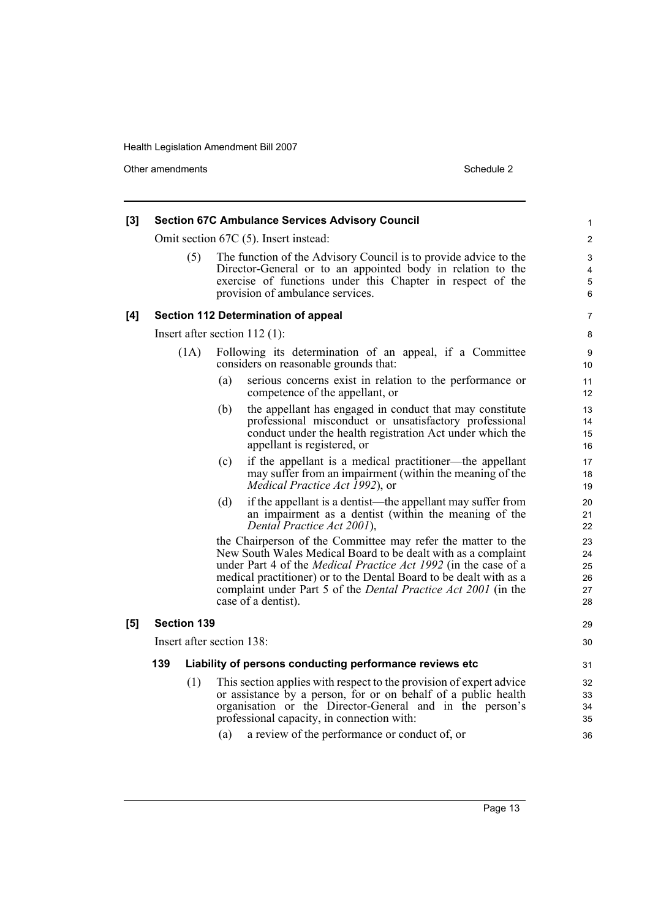**[3] Section 67C Ambulance Services Advisory Council**

Omit section 67C (5). Insert instead:

(5) The function of the Advisory Council is to provide advice to the Director-General or to an appointed body in relation to the exercise of functions under this Chapter in respect of the provision of ambulance services.

**[4] Section 112 Determination of appeal**

Insert after section 112 (1):

(1A) Following its determination of an appeal, if a Committee considers on reasonable grounds that:

(a) serious concerns exist in relation to the performance or competence of the appellant, or

(b) the appellant has engaged in conduct that may constitute professional misconduct or unsatisfactory professional conduct under the health registration Act under which the appellant is registered, or

(c) if the appellant is a medical practitioner—the appellant may suffer from an impairment (within the meaning of the *Medical Practice Act 1992*), or

(d) if the appellant is a dentist—the appellant may suffer from an impairment as a dentist (within the meaning of the *Dental Practice Act 2001*),

the Chairperson of the Committee may refer the matter to the New South Wales Medical Board to be dealt with as a complaint under Part 4 of the *Medical Practice Act 1992* (in the case of a medical practitioner) or to the Dental Board to be dealt with as a complaint under Part 5 of the *Dental Practice Act 2001* (in the case of a dentist).

**[5] Section 139**

Insert after section 138:

**139 Liability of persons conducting performance reviews etc**

(1) This section applies with respect to the provision of expert advice or assistance by a person, for or on behalf of a public health organisation or the Director-General and in the person's professional capacity, in connection with:

(a) a review of the performance or conduct of, or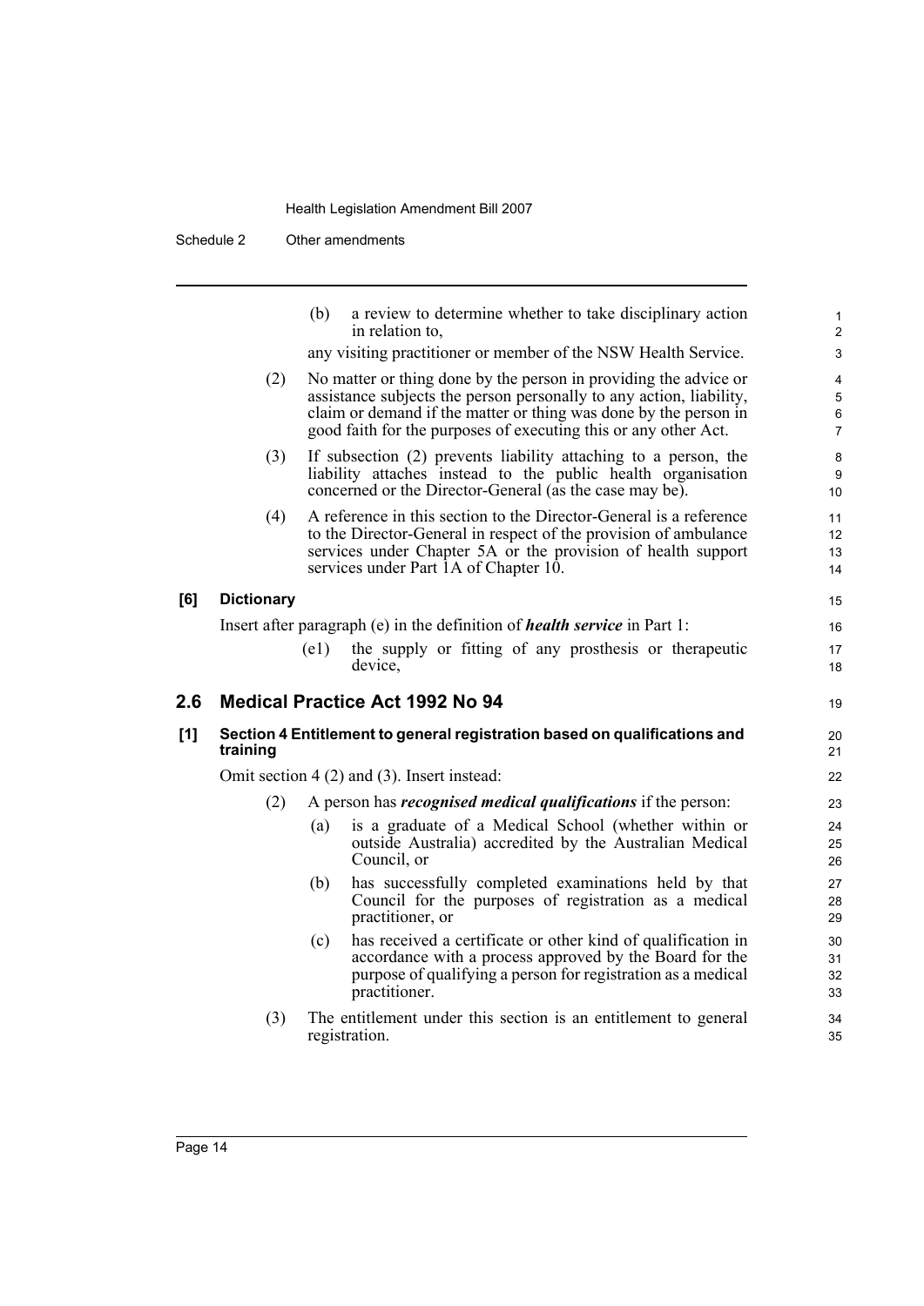(b) a review to determine whether to take disciplinary action in relation to,

any visiting practitioner or member of the NSW Health Service.

(2) No matter or thing done by the person in providing the advice or assistance subjects the person personally to any action, liability, claim or demand if the matter or thing was done by the person in good faith for the purposes of executing this or any other Act.

(3) If subsection (2) prevents liability attaching to a person, the liability attaches instead to the public health organisation concerned or the Director-General (as the case may be).

(4) A reference in this section to the Director-General is a reference to the Director-General in respect of the provision of ambulance services under Chapter 5A or the provision of health support services under Part 1A of Chapter 10.

**[6] Dictionary**

Insert after paragraph (e) in the definition of ***health service*** in Part 1:

(e1) the supply or fitting of any prosthesis or therapeutic device,

## 2.6 Medical Practice Act 1992 No 94

**[1] Section 4 Entitlement to general registration based on qualifications and training**

Omit section 4 (2) and (3). Insert instead:

(2) A person has ***recognised medical qualifications*** if the person:

(a) is a graduate of a Medical School (whether within or outside Australia) accredited by the Australian Medical Council, or

(b) has successfully completed examinations held by that Council for the purposes of registration as a medical practitioner, or

(c) has received a certificate or other kind of qualification in accordance with a process approved by the Board for the purpose of qualifying a person for registration as a medical practitioner.

(3) The entitlement under this section is an entitlement to general registration.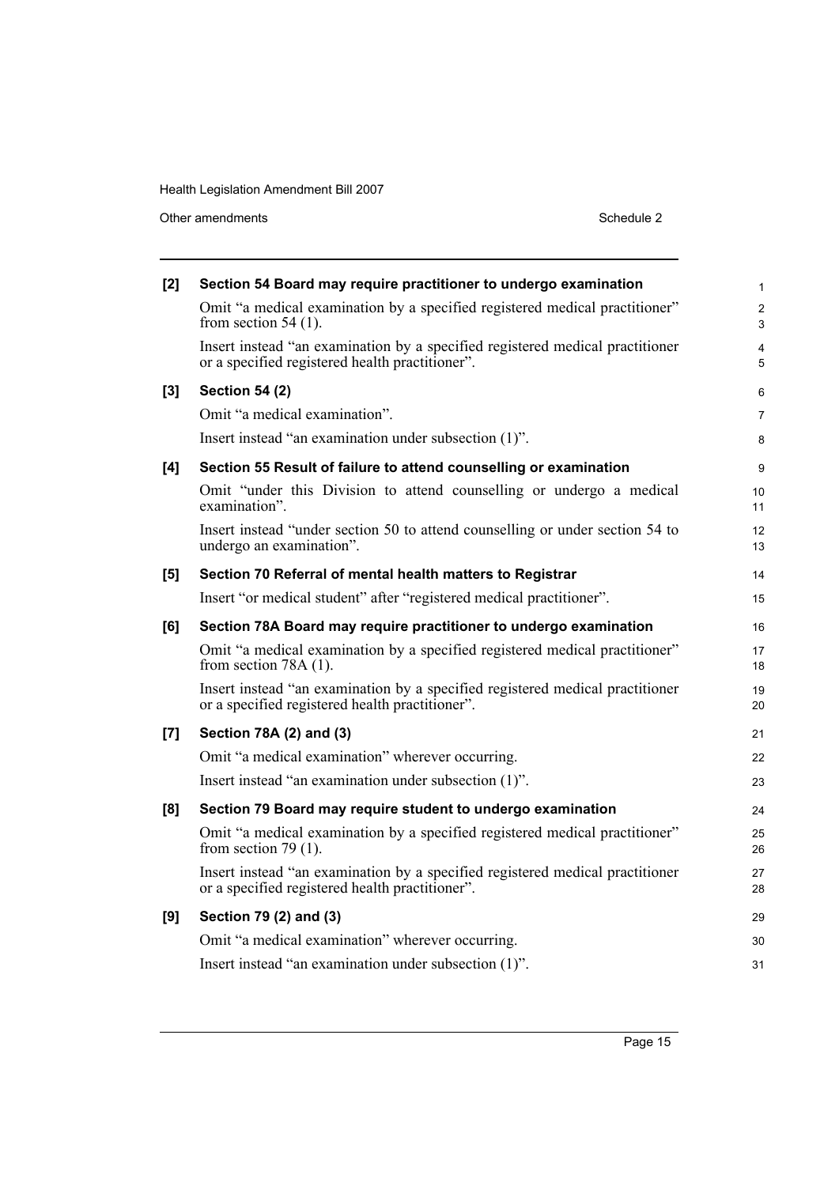**[2] Section 54 Board may require practitioner to undergo examination**

Omit "a medical examination by a specified registered medical practitioner" from section 54 (1).

Insert instead "an examination by a specified registered medical practitioner or a specified registered health practitioner".

**[3] Section 54 (2)**

Omit "a medical examination".

Insert instead "an examination under subsection (1)".

**[4] Section 55 Result of failure to attend counselling or examination**

Omit "under this Division to attend counselling or undergo a medical examination".

Insert instead "under section 50 to attend counselling or under section 54 to undergo an examination".

**[5] Section 70 Referral of mental health matters to Registrar**

Insert "or medical student" after "registered medical practitioner".

**[6] Section 78A Board may require practitioner to undergo examination**

Omit "a medical examination by a specified registered medical practitioner" from section 78A (1).

Insert instead "an examination by a specified registered medical practitioner or a specified registered health practitioner".

**[7] Section 78A (2) and (3)**

Omit "a medical examination" wherever occurring.

Insert instead "an examination under subsection (1)".

**[8] Section 79 Board may require student to undergo examination**

Omit "a medical examination by a specified registered medical practitioner" from section 79 (1).

Insert instead "an examination by a specified registered medical practitioner or a specified registered health practitioner".

**[9] Section 79 (2) and (3)**

Omit "a medical examination" wherever occurring.

Insert instead "an examination under subsection (1)".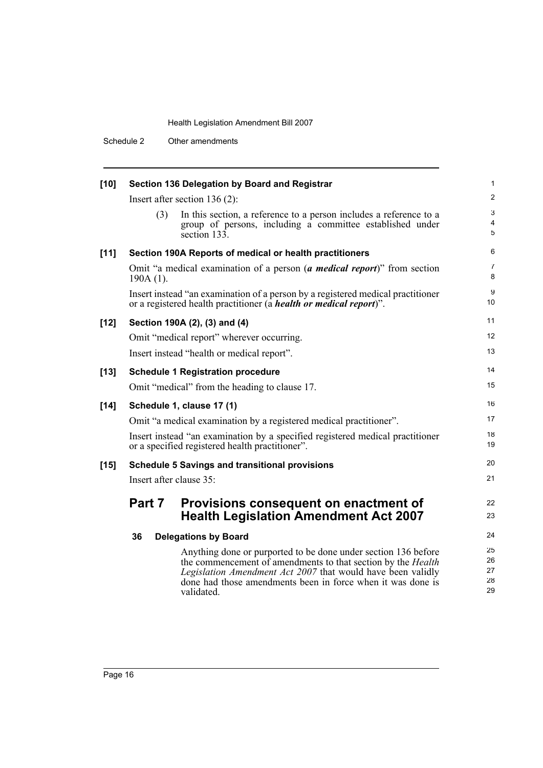**[10] Section 136 Delegation by Board and Registrar**

Insert after section 136 (2):

> (3) In this section, a reference to a person includes a reference to a group of persons, including a committee established under section 133.

**[11] Section 190A Reports of medical or health practitioners**

Omit "a medical examination of a person (***a medical report***)" from section 190A (1).

Insert instead "an examination of a person by a registered medical practitioner or a registered health practitioner (a ***health or medical report***)".

**[12] Section 190A (2), (3) and (4)**

Omit "medical report" wherever occurring.

Insert instead "health or medical report".

**[13] Schedule 1 Registration procedure**

Omit "medical" from the heading to clause 17.

**[14] Schedule 1, clause 17 (1)**

Omit "a medical examination by a registered medical practitioner".

Insert instead "an examination by a specified registered medical practitioner or a specified registered health practitioner".

**[15] Schedule 5 Savings and transitional provisions**

Insert after clause 35:

## Part 7 Provisions consequent on enactment of Health Legislation Amendment Act 2007

### 36 Delegations by Board

Anything done or purported to be done under section 136 before the commencement of amendments to that section by the *Health Legislation Amendment Act 2007* that would have been validly done had those amendments been in force when it was done is validated.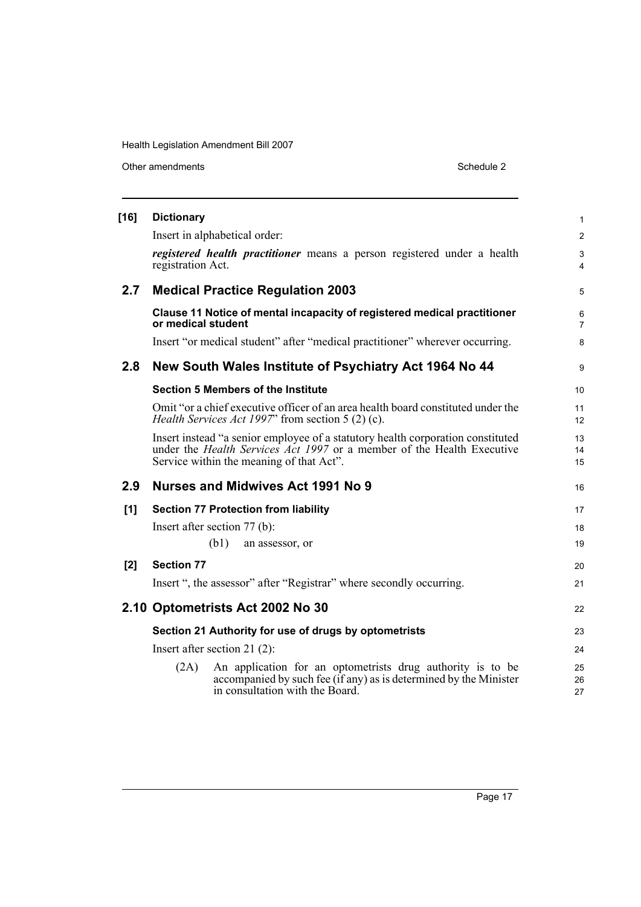**[16] Dictionary**

Insert in alphabetical order:

***registered health practitioner*** means a person registered under a health registration Act.

## 2.7 Medical Practice Regulation 2003

**Clause 11 Notice of mental incapacity of registered medical practitioner or medical student**

Insert "or medical student" after "medical practitioner" wherever occurring.

## 2.8 New South Wales Institute of Psychiatry Act 1964 No 44

**Section 5 Members of the Institute**

Omit "or a chief executive officer of an area health board constituted under the *Health Services Act 1997*" from section 5 (2) (c).

Insert instead "a senior employee of a statutory health corporation constituted under the *Health Services Act 1997* or a member of the Health Executive Service within the meaning of that Act".

## 2.9 Nurses and Midwives Act 1991 No 9

**[1] Section 77 Protection from liability**

Insert after section 77 (b):

(b1) an assessor, or

**[2] Section 77**

Insert ", the assessor" after "Registrar" where secondly occurring.

## 2.10 Optometrists Act 2002 No 30

**Section 21 Authority for use of drugs by optometrists**

Insert after section 21 (2):

(2A) An application for an optometrists drug authority is to be accompanied by such fee (if any) as is determined by the Minister in consultation with the Board.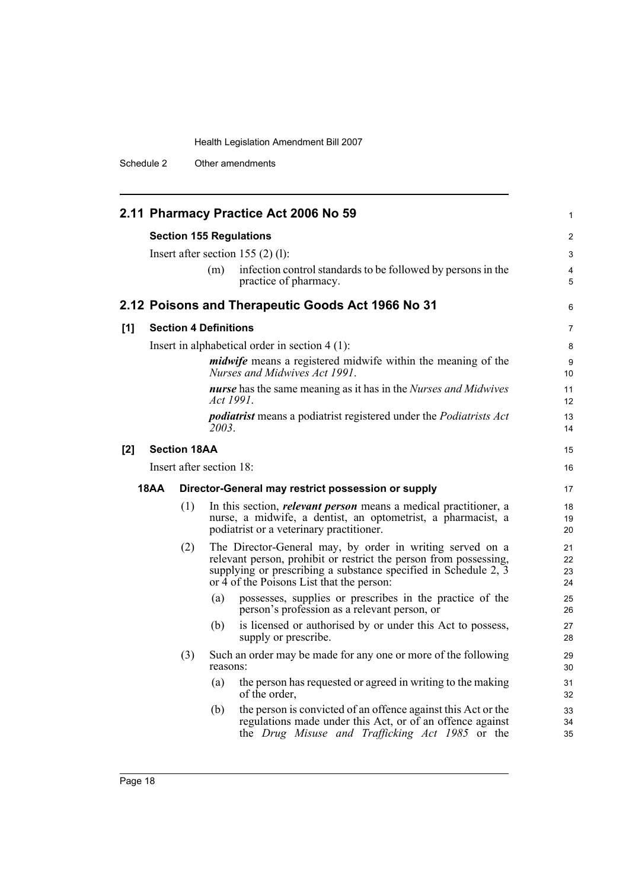## 2.11 Pharmacy Practice Act 2006 No 59

**Section 155 Regulations**

Insert after section 155 (2) (l):

> (m) infection control standards to be followed by persons in the practice of pharmacy.

## 2.12 Poisons and Therapeutic Goods Act 1966 No 31

**[1] Section 4 Definitions**

Insert in alphabetical order in section 4 (1):

> ***midwife*** means a registered midwife within the meaning of the *Nurses and Midwives Act 1991*.
>
> ***nurse*** has the same meaning as it has in the *Nurses and Midwives Act 1991*.
>
> ***podiatrist*** means a podiatrist registered under the *Podiatrists Act 2003*.

**[2] Section 18AA**

Insert after section 18:

> **18AA Director-General may restrict possession or supply**
>
> (1) In this section, ***relevant person*** means a medical practitioner, a nurse, a midwife, a dentist, an optometrist, a pharmacist, a podiatrist or a veterinary practitioner.
>
> (2) The Director-General may, by order in writing served on a relevant person, prohibit or restrict the person from possessing, supplying or prescribing a substance specified in Schedule 2, 3 or 4 of the Poisons List that the person:
>
> (a) possesses, supplies or prescribes in the practice of the person's profession as a relevant person, or
>
> (b) is licensed or authorised by or under this Act to possess, supply or prescribe.
>
> (3) Such an order may be made for any one or more of the following reasons:
>
> (a) the person has requested or agreed in writing to the making of the order,
>
> (b) the person is convicted of an offence against this Act or the regulations made under this Act, or of an offence against the *Drug Misuse and Trafficking Act 1985* or the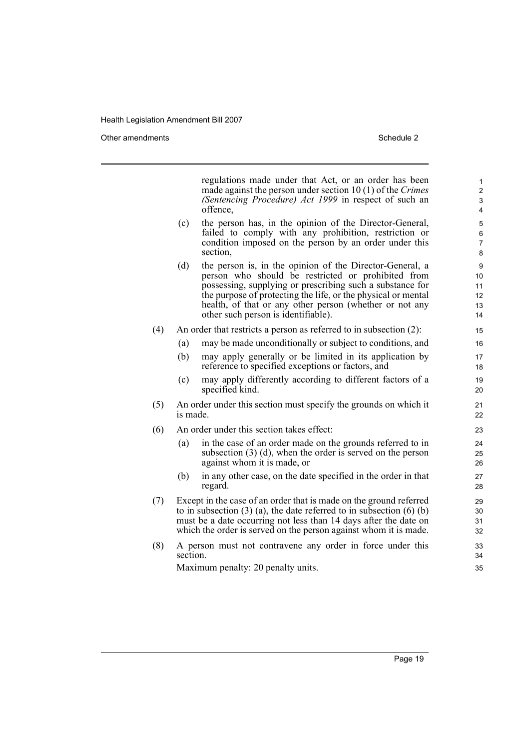regulations made under that Act, or an order has been made against the person under section 10 (1) of the *Crimes (Sentencing Procedure) Act 1999* in respect of such an offence,

(c) the person has, in the opinion of the Director-General, failed to comply with any prohibition, restriction or condition imposed on the person by an order under this section,

(d) the person is, in the opinion of the Director-General, a person who should be restricted or prohibited from possessing, supplying or prescribing such a substance for the purpose of protecting the life, or the physical or mental health, of that or any other person (whether or not any other such person is identifiable).

(4) An order that restricts a person as referred to in subsection (2):

(a) may be made unconditionally or subject to conditions, and

(b) may apply generally or be limited in its application by reference to specified exceptions or factors, and

(c) may apply differently according to different factors of a specified kind.

(5) An order under this section must specify the grounds on which it is made.

(6) An order under this section takes effect:

(a) in the case of an order made on the grounds referred to in subsection (3) (d), when the order is served on the person against whom it is made, or

(b) in any other case, on the date specified in the order in that regard.

(7) Except in the case of an order that is made on the ground referred to in subsection (3) (a), the date referred to in subsection (6) (b) must be a date occurring not less than 14 days after the date on which the order is served on the person against whom it is made.

(8) A person must not contravene any order in force under this section.

Maximum penalty: 20 penalty units.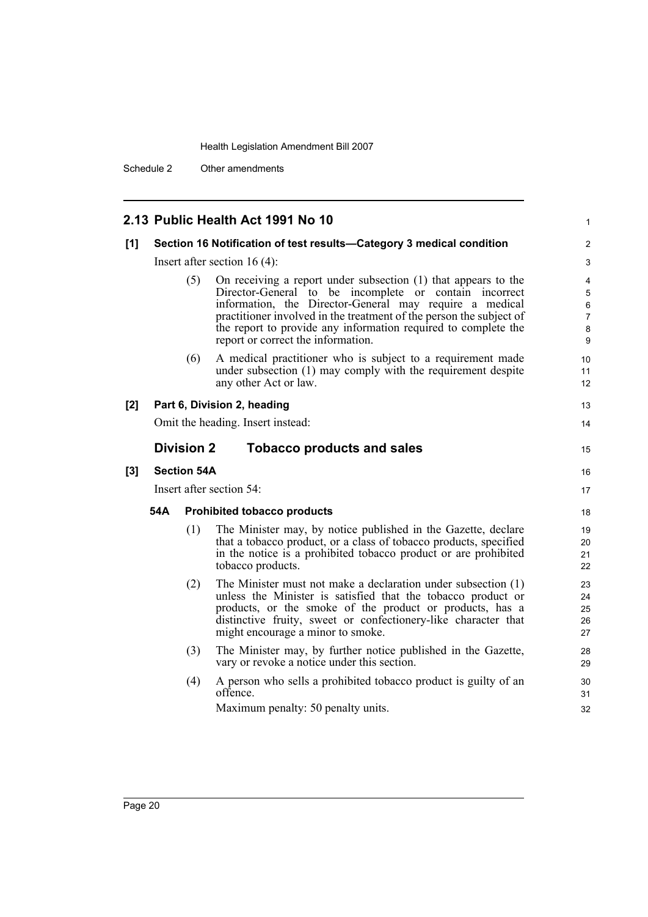## 2.13 Public Health Act 1991 No 10

**[1] Section 16 Notification of test results—Category 3 medical condition**

Insert after section 16 (4):

(5) On receiving a report under subsection (1) that appears to the Director-General to be incomplete or contain incorrect information, the Director-General may require a medical practitioner involved in the treatment of the person the subject of the report to provide any information required to complete the report or correct the information.

(6) A medical practitioner who is subject to a requirement made under subsection (1) may comply with the requirement despite any other Act or law.

**[2] Part 6, Division 2, heading**

Omit the heading. Insert instead:

### Division 2 Tobacco products and sales

**[3] Section 54A**

Insert after section 54:

**54A Prohibited tobacco products**

(1) The Minister may, by notice published in the Gazette, declare that a tobacco product, or a class of tobacco products, specified in the notice is a prohibited tobacco product or are prohibited tobacco products.

(2) The Minister must not make a declaration under subsection (1) unless the Minister is satisfied that the tobacco product or products, or the smoke of the product or products, has a distinctive fruity, sweet or confectionery-like character that might encourage a minor to smoke.

(3) The Minister may, by further notice published in the Gazette, vary or revoke a notice under this section.

(4) A person who sells a prohibited tobacco product is guilty of an offence.

Maximum penalty: 50 penalty units.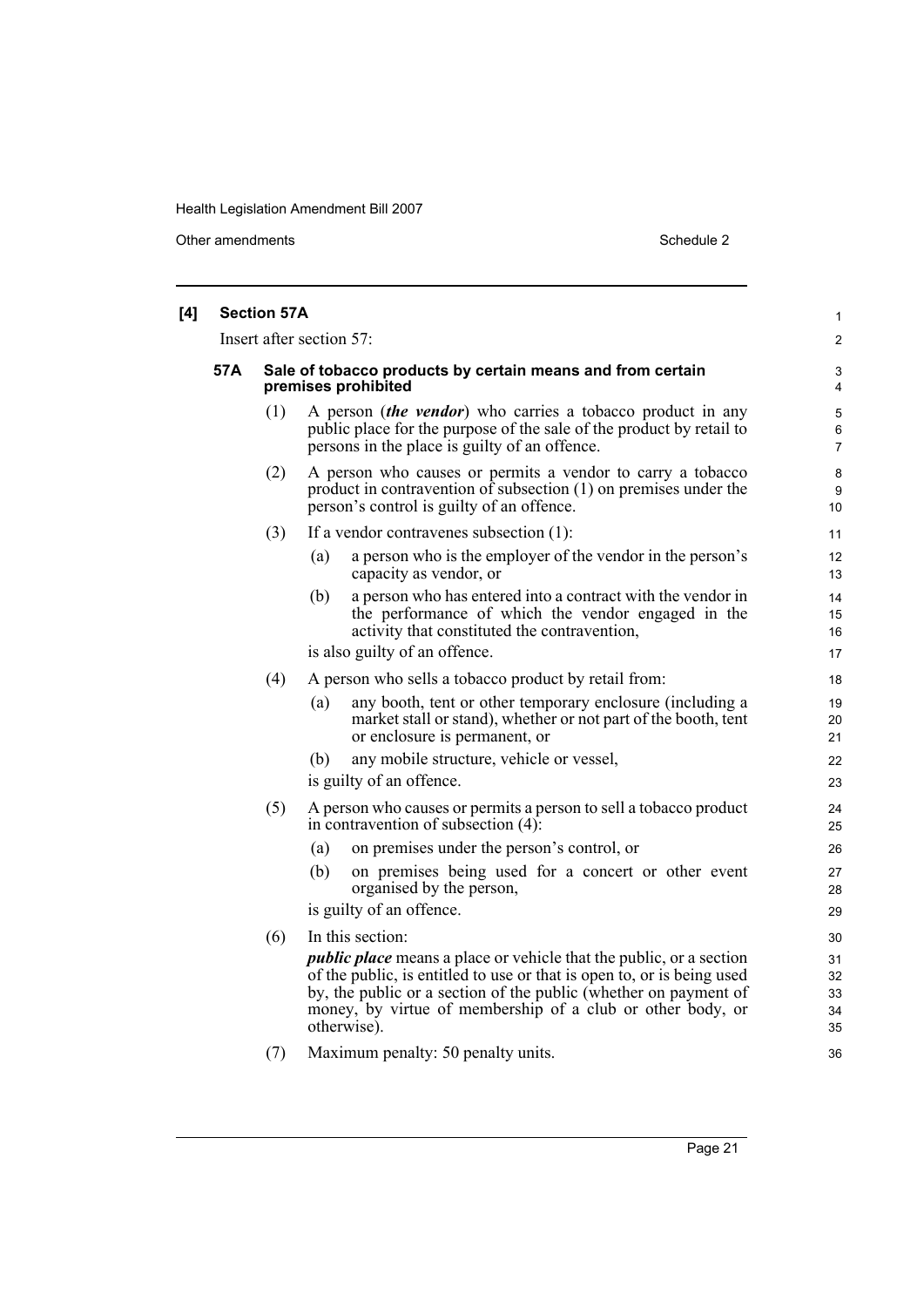**[4] Section 57A**

Insert after section 57:

**57A Sale of tobacco products by certain means and from certain premises prohibited**

(1) A person (***the vendor***) who carries a tobacco product in any public place for the purpose of the sale of the product by retail to persons in the place is guilty of an offence.

(2) A person who causes or permits a vendor to carry a tobacco product in contravention of subsection (1) on premises under the person's control is guilty of an offence.

(3) If a vendor contravenes subsection (1):

- (a) a person who is the employer of the vendor in the person's capacity as vendor, or
- (b) a person who has entered into a contract with the vendor in the performance of which the vendor engaged in the activity that constituted the contravention,

is also guilty of an offence.

(4) A person who sells a tobacco product by retail from:

- (a) any booth, tent or other temporary enclosure (including a market stall or stand), whether or not part of the booth, tent or enclosure is permanent, or
- (b) any mobile structure, vehicle or vessel,

is guilty of an offence.

(5) A person who causes or permits a person to sell a tobacco product in contravention of subsection (4):

- (a) on premises under the person's control, or
- (b) on premises being used for a concert or other event organised by the person,

is guilty of an offence.

(6) In this section:

***public place*** means a place or vehicle that the public, or a section of the public, is entitled to use or that is open to, or is being used by, the public or a section of the public (whether on payment of money, by virtue of membership of a club or other body, or otherwise).

(7) Maximum penalty: 50 penalty units.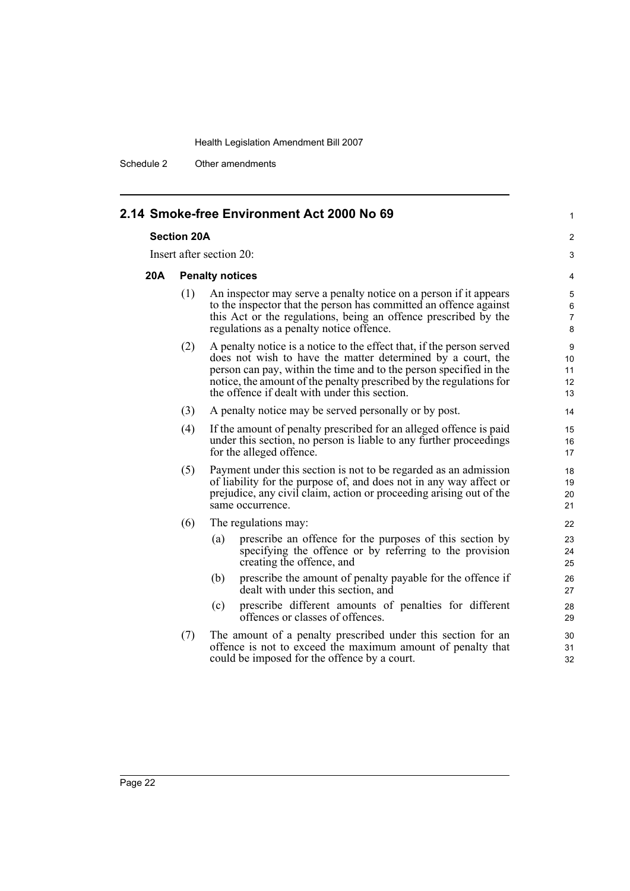## 2.14 Smoke-free Environment Act 2000 No 69

### Section 20A

Insert after section 20:

#### 20A Penalty notices

(1) An inspector may serve a penalty notice on a person if it appears to the inspector that the person has committed an offence against this Act or the regulations, being an offence prescribed by the regulations as a penalty notice offence.

(2) A penalty notice is a notice to the effect that, if the person served does not wish to have the matter determined by a court, the person can pay, within the time and to the person specified in the notice, the amount of the penalty prescribed by the regulations for the offence if dealt with under this section.

(3) A penalty notice may be served personally or by post.

(4) If the amount of penalty prescribed for an alleged offence is paid under this section, no person is liable to any further proceedings for the alleged offence.

(5) Payment under this section is not to be regarded as an admission of liability for the purpose of, and does not in any way affect or prejudice, any civil claim, action or proceeding arising out of the same occurrence.

(6) The regulations may:

- (a) prescribe an offence for the purposes of this section by specifying the offence or by referring to the provision creating the offence, and
- (b) prescribe the amount of penalty payable for the offence if dealt with under this section, and
- (c) prescribe different amounts of penalties for different offences or classes of offences.

(7) The amount of a penalty prescribed under this section for an offence is not to exceed the maximum amount of penalty that could be imposed for the offence by a court.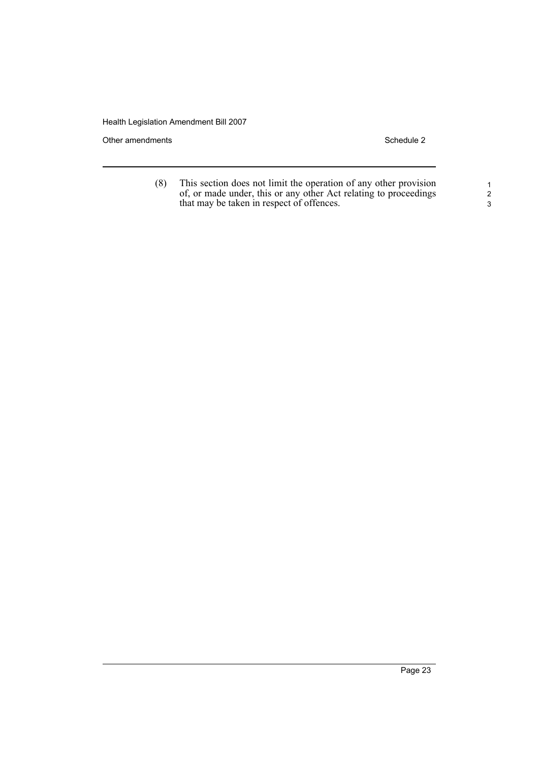(8) This section does not limit the operation of any other provision of, or made under, this or any other Act relating to proceedings that may be taken in respect of offences.